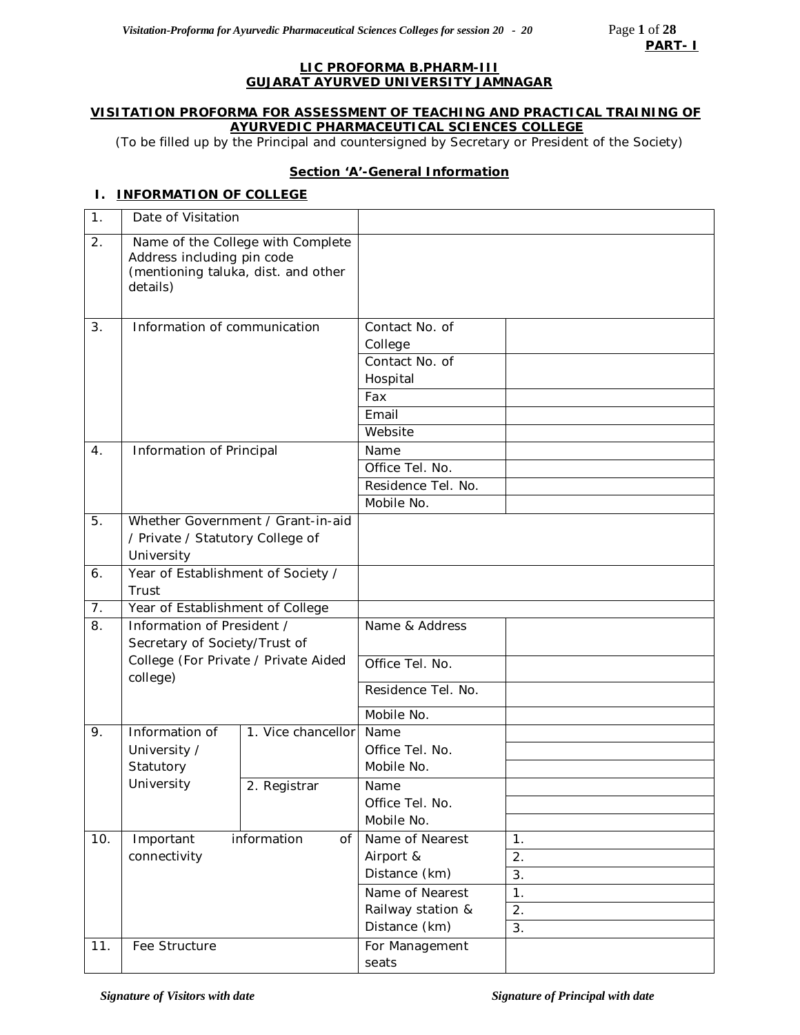**PART- I**

**LIC PROFORMA B.PHARM-III**
**GUJARAT AYURVED UNIVERSITY JAMNAGAR**

**VISITATION PROFORMA FOR ASSESSMENT OF TEACHING AND PRACTICAL TRAINING OF AYURVEDIC PHARMACEUTICAL SCIENCES COLLEGE**

(To be filled up by the Principal and countersigned by Secretary or President of the Society)

## Section 'A'-General Information

### I. INFORMATION OF COLLEGE

| | | | | |
|---|---|---|---|---|
| 1. | Date of Visitation | | | |
| 2. | Name of the College with Complete Address including pin code (mentioning taluka, dist. and other details) | | | |
| 3. | Information of communication | | Contact No. of College | |
| | | | Contact No. of Hospital | |
| | | | Fax | |
| | | | Email | |
| | | | Website | |
| 4. | Information of Principal | | Name | |
| | | | Office Tel. No. | |
| | | | Residence Tel. No. | |
| | | | Mobile No. | |
| 5. | Whether Government / Grant-in-aid / Private / Statutory College of University | | | |
| 6. | Year of Establishment of Society / Trust | | | |
| 7. | Year of Establishment of College | | | |
| 8. | Information of President / Secretary of Society/Trust of College (For Private / Private Aided college) | | Name & Address | |
| | | | Office Tel. No. | |
| | | | Residence Tel. No. | |
| | | | Mobile No. | |
| 9. | Information of University / Statutory University | 1. Vice chancellor | Name | |
| | | | Office Tel. No. | |
| | | | Mobile No. | |
| | | 2. Registrar | Name | |
| | | | Office Tel. No. | |
| | | | Mobile No. | |
| 10. | Important information of connectivity | | Name of Nearest Airport & Distance (km) | 1. |
| | | | | 2. |
| | | | | 3. |
| | | | Name of Nearest Railway station & Distance (km) | 1. |
| | | | | 2. |
| | | | | 3. |
| 11. | Fee Structure | | For Management seats | |

*Signature of Visitors with date* *Signature of Principal with date*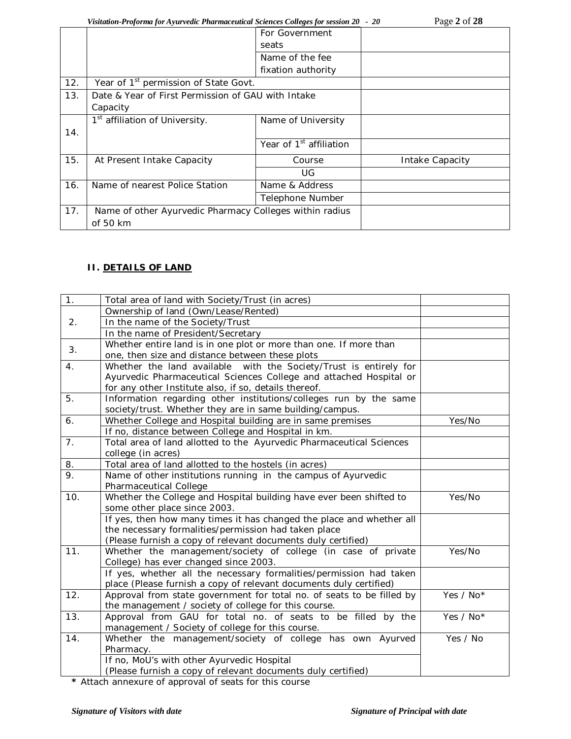| | | | |
|---|---|---|---|
| | | For Government seats | |
| | | Name of the fee fixation authority | |
| 12. | Year of 1st permission of State Govt. | | |
| 13. | Date & Year of First Permission of GAU with Intake Capacity | | |
| 14. | 1st affiliation of University. | Name of University | |
| | | Year of 1st affiliation | |
| 15. | At Present Intake Capacity | Course | Intake Capacity |
| | | UG | |
| 16. | Name of nearest Police Station | Name & Address | |
| | | Telephone Number | |
| 17. | Name of other Ayurvedic Pharmacy Colleges within radius of 50 km | | |

## II. DETAILS OF LAND

| | | |
|---|---|---|
| 1. | Total area of land with Society/Trust (in acres) | |
| 2. | Ownership of land (Own/Lease/Rented) | |
| | In the name of the Society/Trust | |
| | In the name of President/Secretary | |
| 3. | Whether entire land is in one plot or more than one. If more than one, then size and distance between these plots | |
| 4. | Whether the land available with the Society/Trust is entirely for Ayurvedic Pharmaceutical Sciences College and attached Hospital or for any other Institute also, if so, details thereof. | |
| 5. | Information regarding other institutions/colleges run by the same society/trust. Whether they are in same building/campus. | |
| 6. | Whether College and Hospital building are in same premises | Yes/No |
| | If no, distance between College and Hospital in km. | |
| 7. | Total area of land allotted to the Ayurvedic Pharmaceutical Sciences college (in acres) | |
| 8. | Total area of land allotted to the hostels (in acres) | |
| 9. | Name of other institutions running in the campus of Ayurvedic Pharmaceutical College | |
| 10. | Whether the College and Hospital building have ever been shifted to some other place since 2003. | Yes/No |
| | If yes, then how many times it has changed the place and whether all the necessary formalities/permission had taken place (Please furnish a copy of relevant documents duly certified) | |
| 11. | Whether the management/society of college (in case of private College) has ever changed since 2003. | Yes/No |
| | If yes, whether all the necessary formalities/permission had taken place (Please furnish a copy of relevant documents duly certified) | |
| 12. | Approval from state government for total no. of seats to be filled by the management / society of college for this course. | Yes / No* |
| 13. | Approval from GAU for total no. of seats to be filled by the management / Society of college for this course. | Yes / No* |
| 14. | Whether the management/society of college has own Ayurved Pharmacy. | Yes / No |
| | If no, MoU's with other Ayurvedic Hospital (Please furnish a copy of relevant documents duly certified) | |

**\*** Attach annexure of approval of seats for this course

*Signature of Visitors with date* *Signature of Principal with date*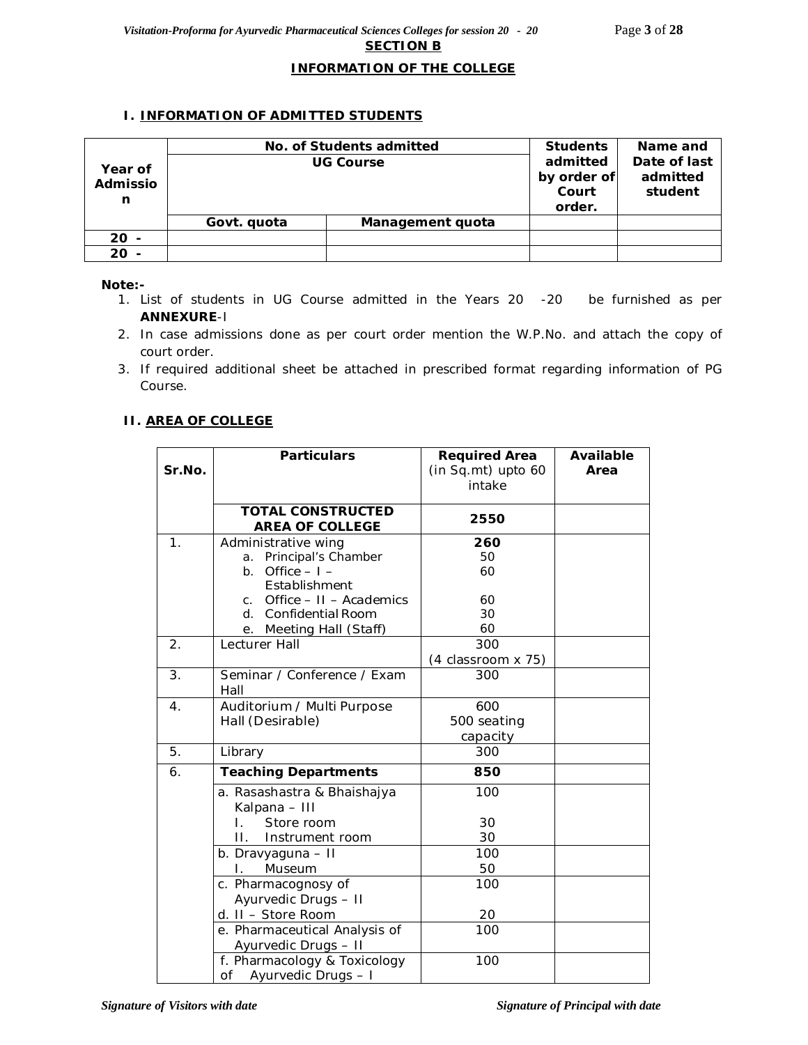## SECTION B

## INFORMATION OF THE COLLEGE

### I. INFORMATION OF ADMITTED STUDENTS

| Year of Admission | No. of Students admitted UG Course | | Students admitted by order of Court order. | Name and Date of last admitted student |
|---|---|---|---|---|
| | Govt. quota | Management quota | | |
| 20 - | | | | |
| 20 - | | | | |

**Note:-**

1. List of students in UG Course admitted in the Years 20 -20 be furnished as per **ANNEXURE**-I
2. In case admissions done as per court order mention the W.P.No. and attach the copy of court order.
3. If required additional sheet be attached in prescribed format regarding information of PG Course.

### II. AREA OF COLLEGE

| Sr.No. | Particulars | Required Area (in Sq.mt) upto 60 intake | Available Area |
|---|---|---|---|
| | **TOTAL CONSTRUCTED AREA OF COLLEGE** | **2550** | |
| 1. | Administrative wing<br>a. Principal's Chamber<br>b. Office – I – Establishment<br>c. Office – II – Academics<br>d. Confidential Room<br>e. Meeting Hall (Staff) | **260**<br>50<br>60<br><br>60<br>30<br>60 | |
| 2. | Lecturer Hall | 300 (4 classroom x 75) | |
| 3. | Seminar / Conference / Exam Hall | 300 | |
| 4. | Auditorium / Multi Purpose Hall (Desirable) | 600<br>500 seating capacity | |
| 5. | Library | 300 | |
| 6. | **Teaching Departments** | **850** | |
| | a. Rasashastra & Bhaishajya Kalpana – III<br>I. Store room<br>II. Instrument room | 100<br><br>30<br>30 | |
| | b. Dravyaguna – II<br>I. Museum | 100<br>50 | |
| | c. Pharmacognosy of Ayurvedic Drugs – II<br>d. II – Store Room | 100<br><br>20 | |
| | e. Pharmaceutical Analysis of Ayurvedic Drugs – II | 100 | |
| | f. Pharmacology & Toxicology of Ayurvedic Drugs – I | 100 | |

*Signature of Visitors with date* *Signature of Principal with date*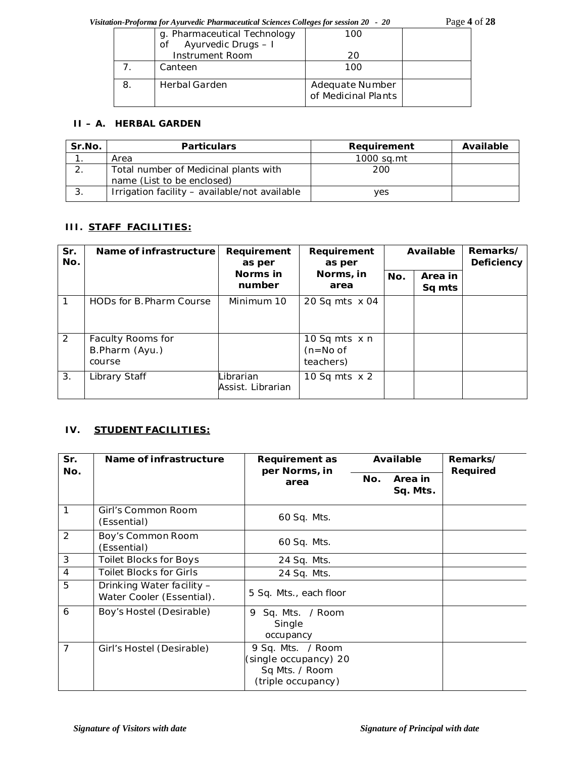|  | g. Pharmaceutical Technology of Ayurvedic Drugs – I Instrument Room | 100 20 |  |
|---|---|---|---|
| 7. | Canteen | 100 |  |
| 8. | Herbal Garden | Adequate Number of Medicinal Plants |  |

### II – A. HERBAL GARDEN

| Sr.No. | Particulars | Requirement | Available |
|---|---|---|---|
| 1. | Area | 1000 sq.mt |  |
| 2. | Total number of Medicinal plants with name (List to be enclosed) | 200 |  |
| 3. | Irrigation facility – available/not available | yes |  |

### III. STAFF FACILITIES:

| Sr. No. | Name of infrastructure | Requirement as per Norms in number | Requirement as per Norms, in area | Available |  | Remarks/ Deficiency |
|---|---|---|---|---|---|---|
|  |  |  |  | No. | Area in Sq mts |  |
| 1 | HODs for B.Pharm Course | Minimum 10 | 20 Sq mts x 04 |  |  |  |
| 2 | Faculty Rooms for B.Pharm (Ayu.) course |  | 10 Sq mts x n (n=No of teachers) |  |  |  |
| 3. | Library Staff | Librarian Assist. Librarian | 10 Sq mts x 2 |  |  |  |

### IV. STUDENT FACILITIES:

| Sr. No. | Name of infrastructure | Requirement as per Norms, in area | Available |  | Remarks/ Required |
|---|---|---|---|---|---|
|  |  |  | No. | Area in Sq. Mts. |  |
| 1 | Girl's Common Room (Essential) | 60 Sq. Mts. |  |  |  |
| 2 | Boy's Common Room (Essential) | 60 Sq. Mts. |  |  |  |
| 3 | Toilet Blocks for Boys | 24 Sq. Mts. |  |  |  |
| 4 | Toilet Blocks for Girls | 24 Sq. Mts. |  |  |  |
| 5 | Drinking Water facility – Water Cooler (Essential). | 5 Sq. Mts., each floor |  |  |  |
| 6 | Boy's Hostel (Desirable) | 9 Sq. Mts. / Room Single occupancy |  |  |  |
| 7 | Girl's Hostel (Desirable) | 9 Sq. Mts. / Room (single occupancy) 20 Sq Mts. / Room (triple occupancy) |  |  |  |

*Signature of Visitors with date* *Signature of Principal with date*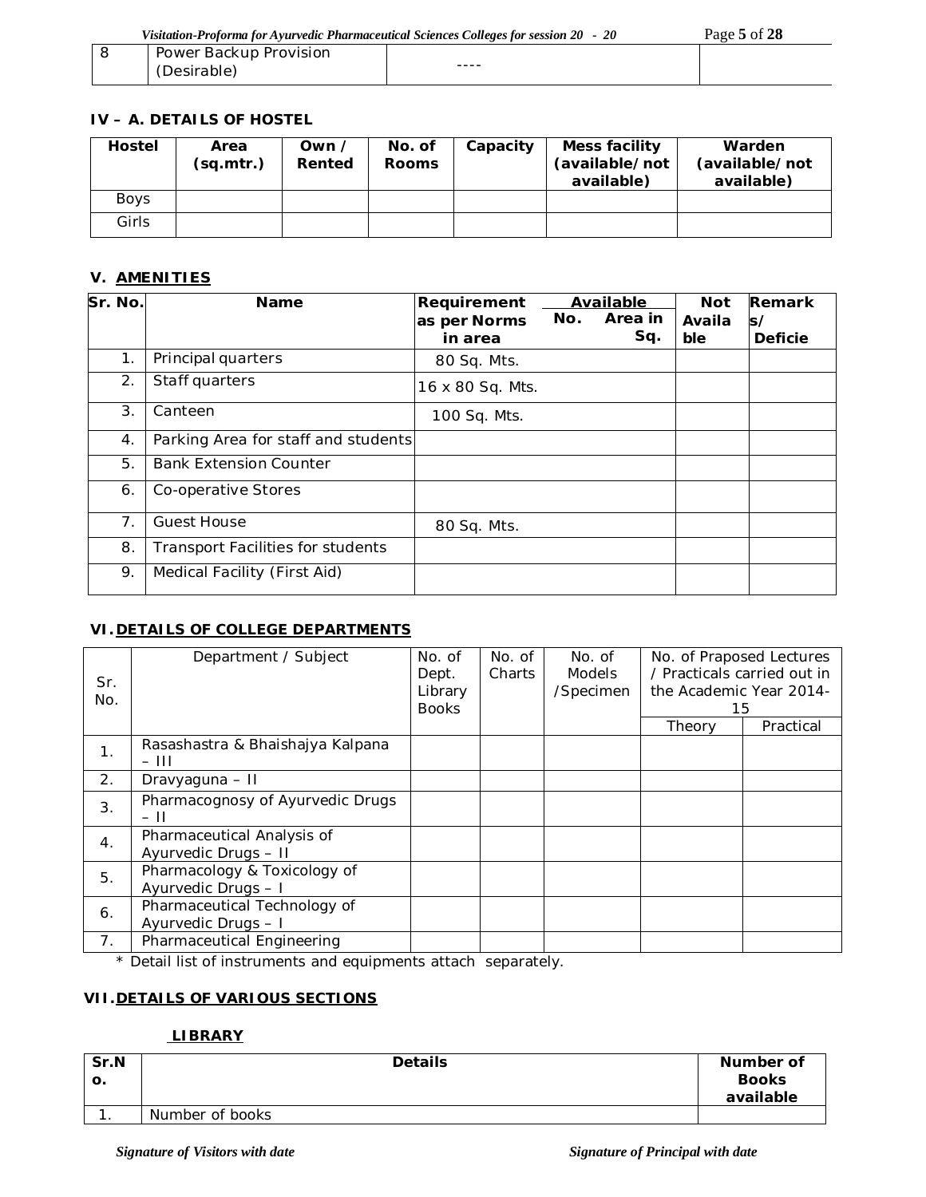| 8 | Power Backup Provision (Desirable) | ---- | |
|---|---|---|---|

**IV – A. DETAILS OF HOSTEL**

| Hostel | Area (sq.mtr.) | Own / Rented | No. of Rooms | Capacity | Mess facility (available/not available) | Warden (available/not available) |
|---|---|---|---|---|---|---|
| Boys | | | | | | |
| Girls | | | | | | |

**V. AMENITIES**

| Sr. No. | Name | Requirement as per Norms in area | Available No. | Available Area in Sq. | Not Available | Remarks/ Deficie |
|---|---|---|---|---|---|---|
| 1. | Principal quarters | 80 Sq. Mts. | | | | |
| 2. | Staff quarters | 16 x 80 Sq. Mts. | | | | |
| 3. | Canteen | 100 Sq. Mts. | | | | |
| 4. | Parking Area for staff and students | | | | | |
| 5. | Bank Extension Counter | | | | | |
| 6. | Co-operative Stores | | | | | |
| 7. | Guest House | 80 Sq. Mts. | | | | |
| 8. | Transport Facilities for students | | | | | |
| 9. | Medical Facility (First Aid) | | | | | |

**VI. DETAILS OF COLLEGE DEPARTMENTS**

| Sr. No. | Department / Subject | No. of Dept. Library Books | No. of Charts | No. of Models /Specimen | No. of Praposed Lectures / Practicals carried out in the Academic Year 2014-15 | |
|---|---|---|---|---|---|---|
| | | | | | Theory | Practical |
| 1. | Rasashastra & Bhaishajya Kalpana – III | | | | | |
| 2. | Dravyaguna – II | | | | | |
| 3. | Pharmacognosy of Ayurvedic Drugs – II | | | | | |
| 4. | Pharmaceutical Analysis of Ayurvedic Drugs – II | | | | | |
| 5. | Pharmacology & Toxicology of Ayurvedic Drugs – I | | | | | |
| 6. | Pharmaceutical Technology of Ayurvedic Drugs – I | | | | | |
| 7. | Pharmaceutical Engineering | | | | | |

* Detail list of instruments and equipments attach separately.

**VII. DETAILS OF VARIOUS SECTIONS**

**LIBRARY**

| Sr.No. | Details | Number of Books available |
|---|---|---|
| 1. | Number of books | |

*Signature of Visitors with date* *Signature of Principal with date*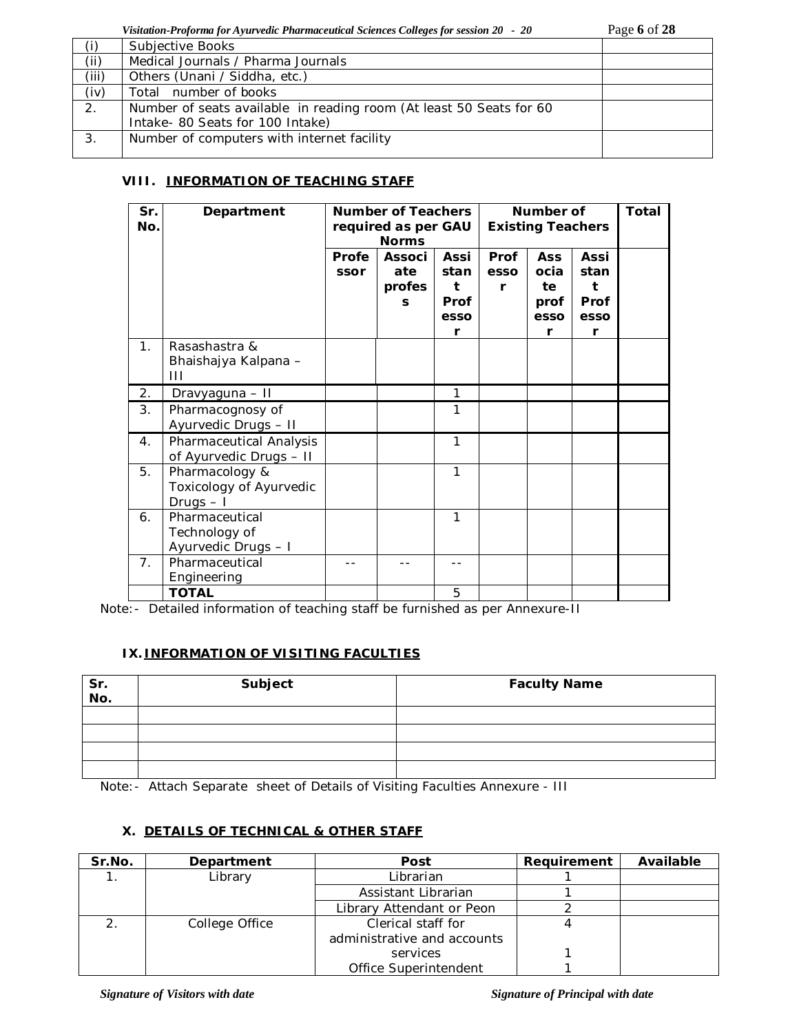| | | |
|---|---|---|
| (i) | Subjective Books | |
| (ii) | Medical Journals / Pharma Journals | |
| (iii) | Others (Unani / Siddha, etc.) | |
| (iv) | Total number of books | |
| 2. | Number of seats available in reading room (At least 50 Seats for 60 Intake- 80 Seats for 100 Intake) | |
| 3. | Number of computers with internet facility | |

### VIII. INFORMATION OF TEACHING STAFF

| Sr. No. | Department | Number of Teachers required as per GAU Norms | | | Number of Existing Teachers | | | Total |
|---|---|---|---|---|---|---|---|---|
| | | Professor | Associate professors | Assistant Professor | Professor | Associate professor | Assistant Professor | |
| 1. | Rasashastra & Bhaishajya Kalpana – III | | | | | | | |
| 2. | Dravyaguna – II | | | 1 | | | | |
| 3. | Pharmacognosy of Ayurvedic Drugs – II | | | 1 | | | | |
| 4. | Pharmaceutical Analysis of Ayurvedic Drugs – II | | | 1 | | | | |
| 5. | Pharmacology & Toxicology of Ayurvedic Drugs – I | | | 1 | | | | |
| 6. | Pharmaceutical Technology of Ayurvedic Drugs – I | | | 1 | | | | |
| 7. | Pharmaceutical Engineering | -- | -- | -- | | | | |
| | **TOTAL** | | | 5 | | | | |

Note:- Detailed information of teaching staff be furnished as per Annexure-II

### IX. INFORMATION OF VISITING FACULTIES

| Sr. No. | Subject | Faculty Name |
|---|---|---|
| | | |
| | | |
| | | |
| | | |

Note:- Attach Separate sheet of Details of Visiting Faculties Annexure - III

### X. DETAILS OF TECHNICAL & OTHER STAFF

| Sr.No. | Department | Post | Requirement | Available |
|---|---|---|---|---|
| 1. | Library | Librarian | 1 | |
| | | Assistant Librarian | 1 | |
| | | Library Attendant or Peon | 2 | |
| 2. | College Office | Clerical staff for administrative and accounts services | 4<br>1 | |
| | | Office Superintendent | 1 | |

*Signature of Visitors with date* *Signature of Principal with date*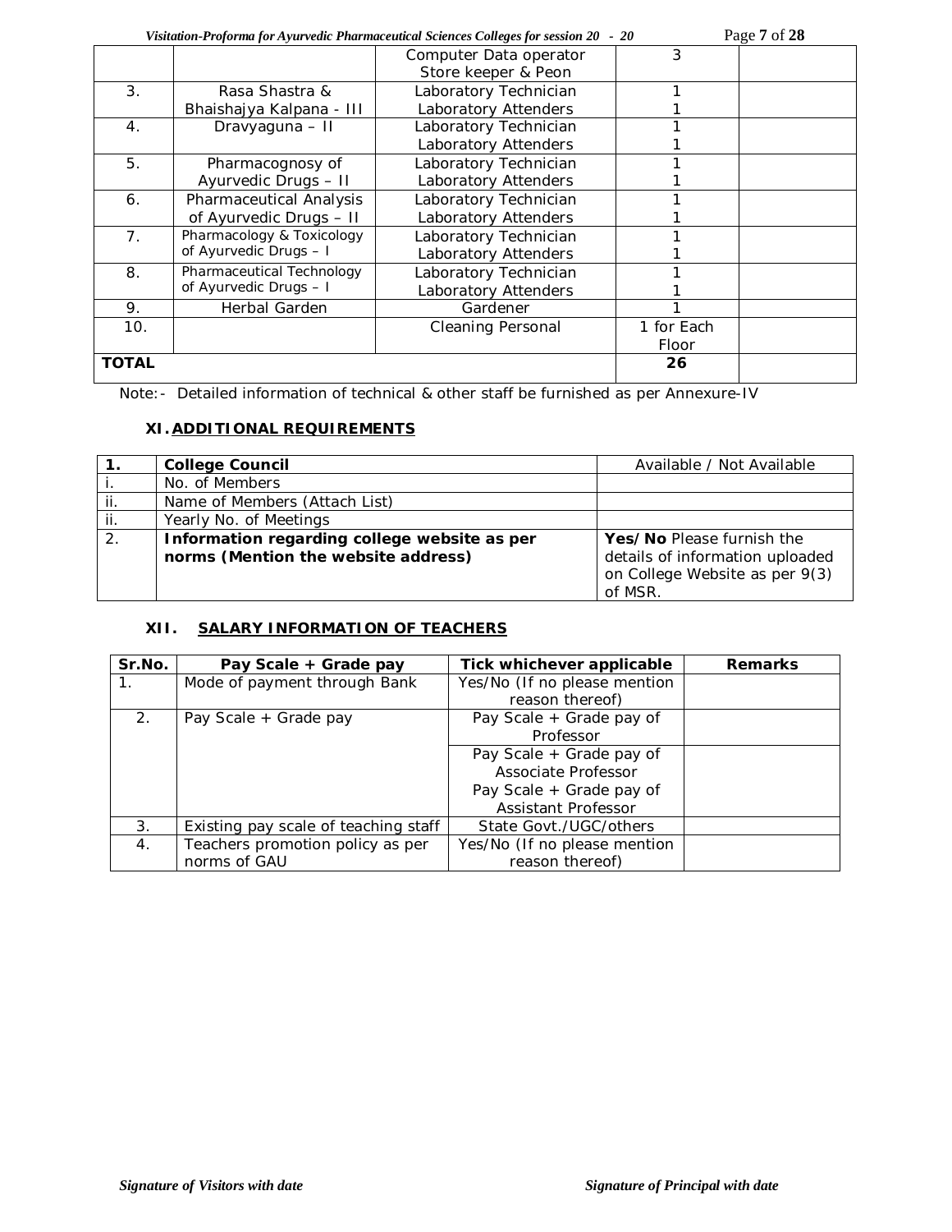| | | | | |
|---|---|---|---|---|
| | | Computer Data operator<br>Store keeper & Peon | 3 | |
| 3. | Rasa Shastra & Bhaishajya Kalpana - III | Laboratory Technician<br>Laboratory Attenders | 1<br>1 | |
| 4. | Dravyaguna – II | Laboratory Technician<br>Laboratory Attenders | 1<br>1 | |
| 5. | Pharmacognosy of Ayurvedic Drugs – II | Laboratory Technician<br>Laboratory Attenders | 1<br>1 | |
| 6. | Pharmaceutical Analysis of Ayurvedic Drugs – II | Laboratory Technician<br>Laboratory Attenders | 1<br>1 | |
| 7. | Pharmacology & Toxicology of Ayurvedic Drugs – I | Laboratory Technician<br>Laboratory Attenders | 1<br>1 | |
| 8. | Pharmaceutical Technology of Ayurvedic Drugs – I | Laboratory Technician<br>Laboratory Attenders | 1<br>1 | |
| 9. | Herbal Garden | Gardener | 1 | |
| 10. | | Cleaning Personal | 1 for Each Floor | |
| **TOTAL** | | | **26** | |

Note:- Detailed information of technical & other staff be furnished as per Annexure-IV

### XI. ADDITIONAL REQUIREMENTS

| | | |
|---|---|---|
| **1.** | **College Council** | Available / Not Available |
| i. | No. of Members | |
| ii. | Name of Members (Attach List) | |
| ii. | Yearly No. of Meetings | |
| 2. | **Information regarding college website as per norms (Mention the website address)** | **Yes/No** Please furnish the details of information uploaded on College Website as per 9(3) of MSR. |

### XII. SALARY INFORMATION OF TEACHERS

| Sr.No. | Pay Scale + Grade pay | Tick whichever applicable | Remarks |
|---|---|---|---|
| 1. | Mode of payment through Bank | Yes/No (If no please mention reason thereof) | |
| 2. | Pay Scale + Grade pay | Pay Scale + Grade pay of Professor | |
| | | Pay Scale + Grade pay of Associate Professor<br>Pay Scale + Grade pay of Assistant Professor | |
| 3. | Existing pay scale of teaching staff | State Govt./UGC/others | |
| 4. | Teachers promotion policy as per norms of GAU | Yes/No (If no please mention reason thereof) | |

*Signature of Visitors with date* *Signature of Principal with date*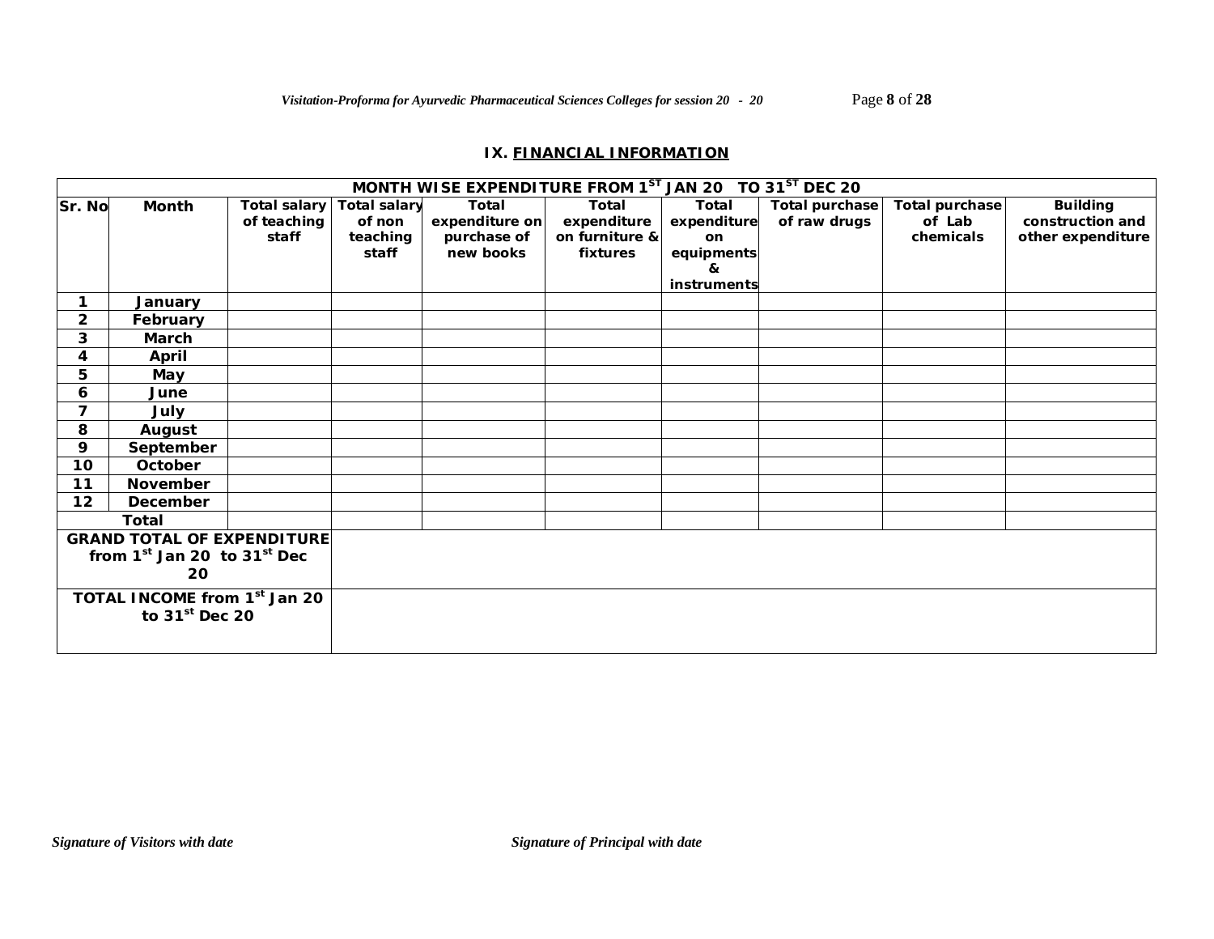## IX. FINANCIAL INFORMATION

| MONTH WISE EXPENDITURE FROM 1ST JAN 20 TO 31ST DEC 20 | | | | | | | | | |
|---|---|---|---|---|---|---|---|---|---|
| Sr. No | Month | Total salary of teaching staff | Total salary of non teaching staff | Total expenditure on purchase of new books | Total expenditure on furniture & fixtures | Total expenditure on equipments & instruments | Total purchase of raw drugs | Total purchase of Lab chemicals | Building construction and other expenditure |
| 1 | January | | | | | | | | |
| 2 | February | | | | | | | | |
| 3 | March | | | | | | | | |
| 4 | April | | | | | | | | |
| 5 | May | | | | | | | | |
| 6 | June | | | | | | | | |
| 7 | July | | | | | | | | |
| 8 | August | | | | | | | | |
| 9 | September | | | | | | | | |
| 10 | October | | | | | | | | |
| 11 | November | | | | | | | | |
| 12 | December | | | | | | | | |
| Total | | | | | | | | | |
| GRAND TOTAL OF EXPENDITURE from 1st Jan 20 to 31st Dec 20 | | | | | | | | | |
| TOTAL INCOME from 1st Jan 20 to 31st Dec 20 | | | | | | | | | |

*Signature of Visitors with date* *Signature of Principal with date*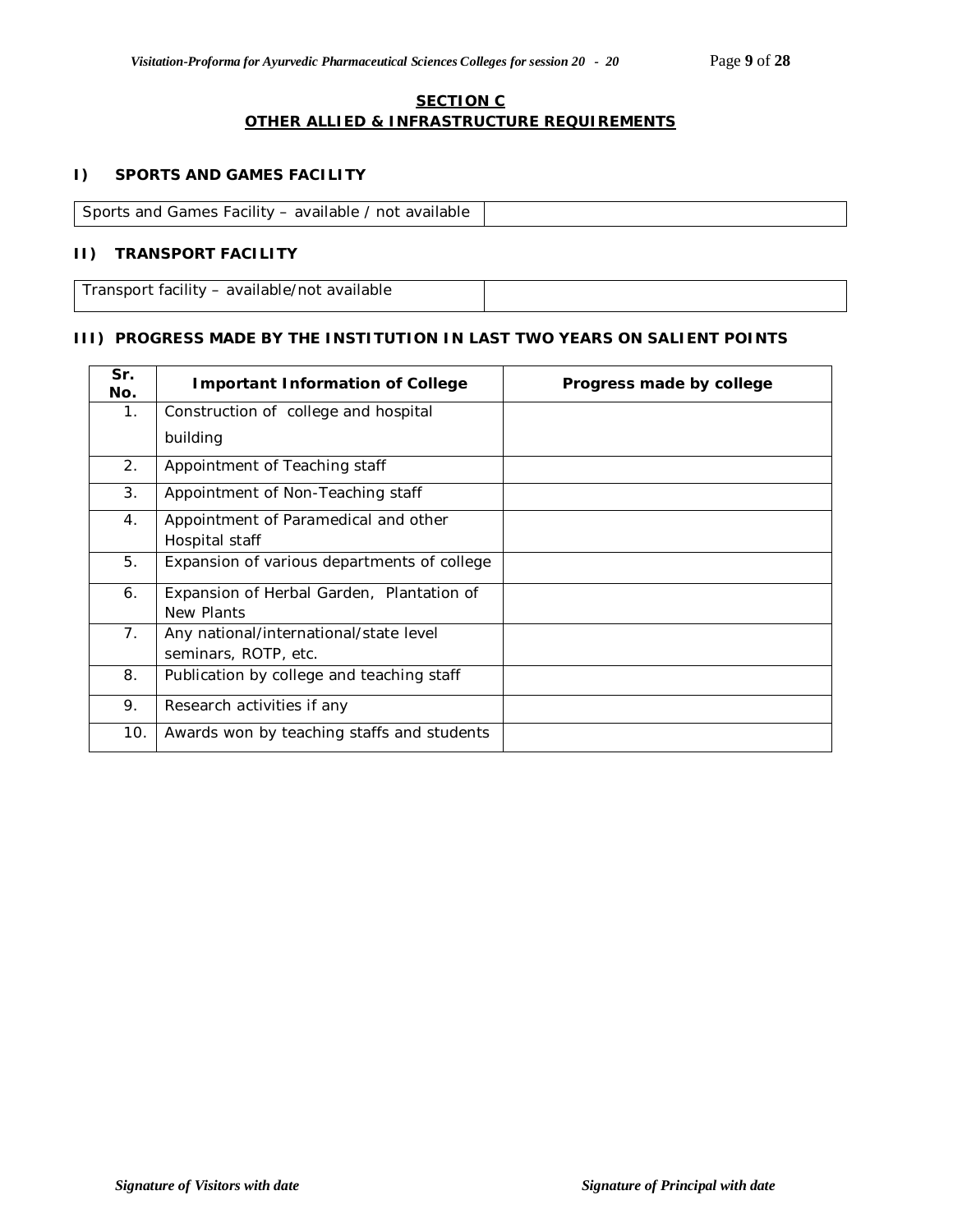## SECTION C
## OTHER ALLIED & INFRASTRUCTURE REQUIREMENTS

### I) SPORTS AND GAMES FACILITY

| Sports and Games Facility – available / not available | |
|---|---|

### II) TRANSPORT FACILITY

| Transport facility – available/not available | |
|---|---|

### III) PROGRESS MADE BY THE INSTITUTION IN LAST TWO YEARS ON SALIENT POINTS

| Sr. No. | Important Information of College | Progress made by college |
|---|---|---|
| 1. | Construction of college and hospital building | |
| 2. | Appointment of Teaching staff | |
| 3. | Appointment of Non-Teaching staff | |
| 4. | Appointment of Paramedical and other Hospital staff | |
| 5. | Expansion of various departments of college | |
| 6. | Expansion of Herbal Garden, Plantation of New Plants | |
| 7. | Any national/international/state level seminars, ROTP, etc. | |
| 8. | Publication by college and teaching staff | |
| 9. | Research activities if any | |
| 10. | Awards won by teaching staffs and students | |

*Signature of Visitors with date* *Signature of Principal with date*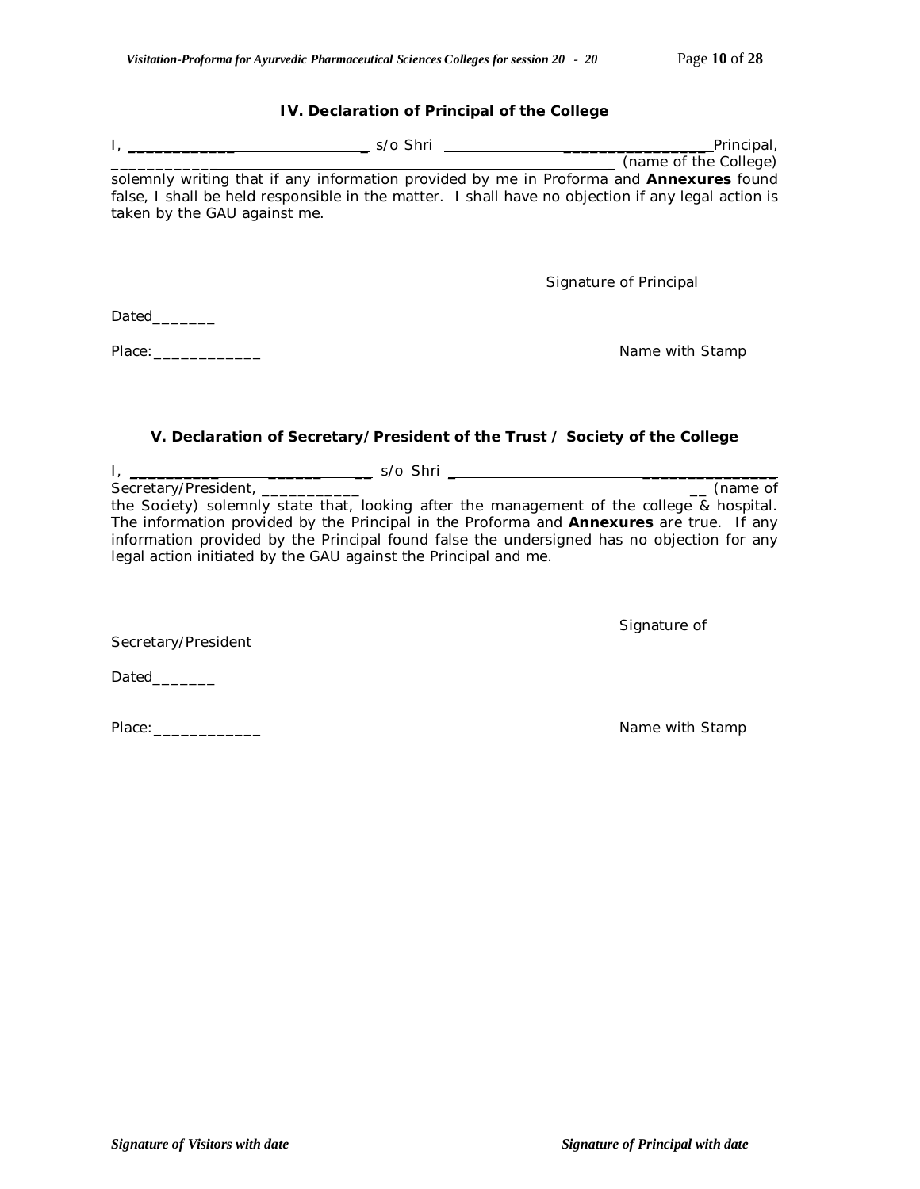### IV. Declaration of Principal of the College

I, ______________________________ s/o Shri ______________________________ Principal, ______________________________________________________________ (name of the College) solemnly writing that if any information provided by me in Proforma and **Annexures** found false, I shall be held responsible in the matter. I shall have no objection if any legal action is taken by the GAU against me.

Signature of Principal

Dated_______

Place:____________

Name with Stamp

### V. Declaration of Secretary/President of the Trust / Society of the College

I, ______________________________ s/o Shri ______________________________ Secretary/President, ______________________________________________ (name of the Society) solemnly state that, looking after the management of the college & hospital. The information provided by the Principal in the Proforma and **Annexures** are true. If any information provided by the Principal found false the undersigned has no objection for any legal action initiated by the GAU against the Principal and me.

Signature of Secretary/President

Dated_______

Place:____________

Name with Stamp

*Signature of Visitors with date*

*Signature of Principal with date*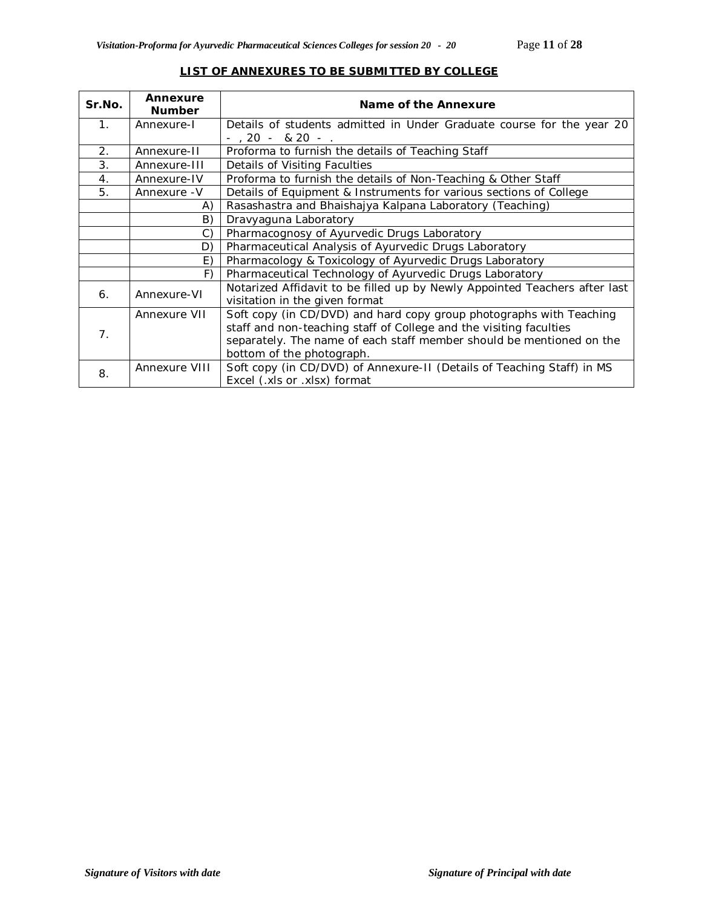## LIST OF ANNEXURES TO BE SUBMITTED BY COLLEGE

| Sr.No. | Annexure Number | Name of the Annexure |
|---|---|---|
| 1. | Annexure-I | Details of students admitted in Under Graduate course for the year 20 - , 20 - & 20 - . |
| 2. | Annexure-II | Proforma to furnish the details of Teaching Staff |
| 3. | Annexure-III | Details of Visiting Faculties |
| 4. | Annexure-IV | Proforma to furnish the details of Non-Teaching & Other Staff |
| 5. | Annexure -V | Details of Equipment & Instruments for various sections of College |
| | A) | Rasashastra and Bhaishajya Kalpana Laboratory (Teaching) |
| | B) | Dravyaguna Laboratory |
| | C) | Pharmacognosy of Ayurvedic Drugs Laboratory |
| | D) | Pharmaceutical Analysis of Ayurvedic Drugs Laboratory |
| | E) | Pharmacology & Toxicology of Ayurvedic Drugs Laboratory |
| | F) | Pharmaceutical Technology of Ayurvedic Drugs Laboratory |
| 6. | Annexure-VI | Notarized Affidavit to be filled up by Newly Appointed Teachers after last visitation in the given format |
| 7. | Annexure VII | Soft copy (in CD/DVD) and hard copy group photographs with Teaching staff and non-teaching staff of College and the visiting faculties separately. The name of each staff member should be mentioned on the bottom of the photograph. |
| 8. | Annexure VIII | Soft copy (in CD/DVD) of Annexure-II (Details of Teaching Staff) in MS Excel (.xls or .xlsx) format |

*Signature of Visitors with date* *Signature of Principal with date*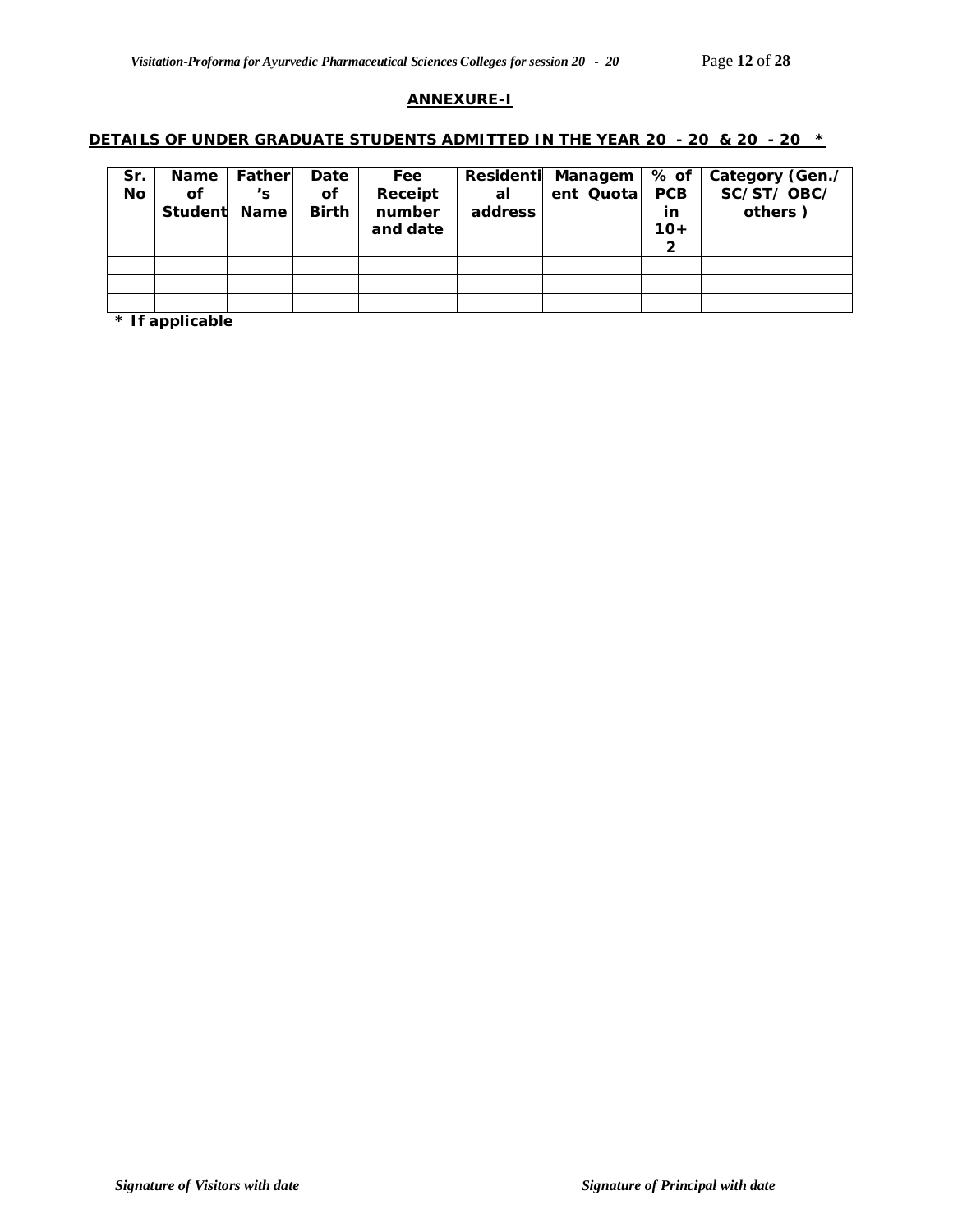## ANNEXURE-I

### DETAILS OF UNDER GRADUATE STUDENTS ADMITTED IN THE YEAR 20 - 20 & 20 - 20 *

| Sr. No | Name of Student | Father's Name | Date of Birth | Fee Receipt number and date | Residential address | Management Quota | % of PCB in 10+2 | Category (Gen./ SC/ST/ OBC/ others ) |
|---|---|---|---|---|---|---|---|---|
| | | | | | | | | |
| | | | | | | | | |
| | | | | | | | | |

**\* If applicable**

*Signature of Visitors with date* *Signature of Principal with date*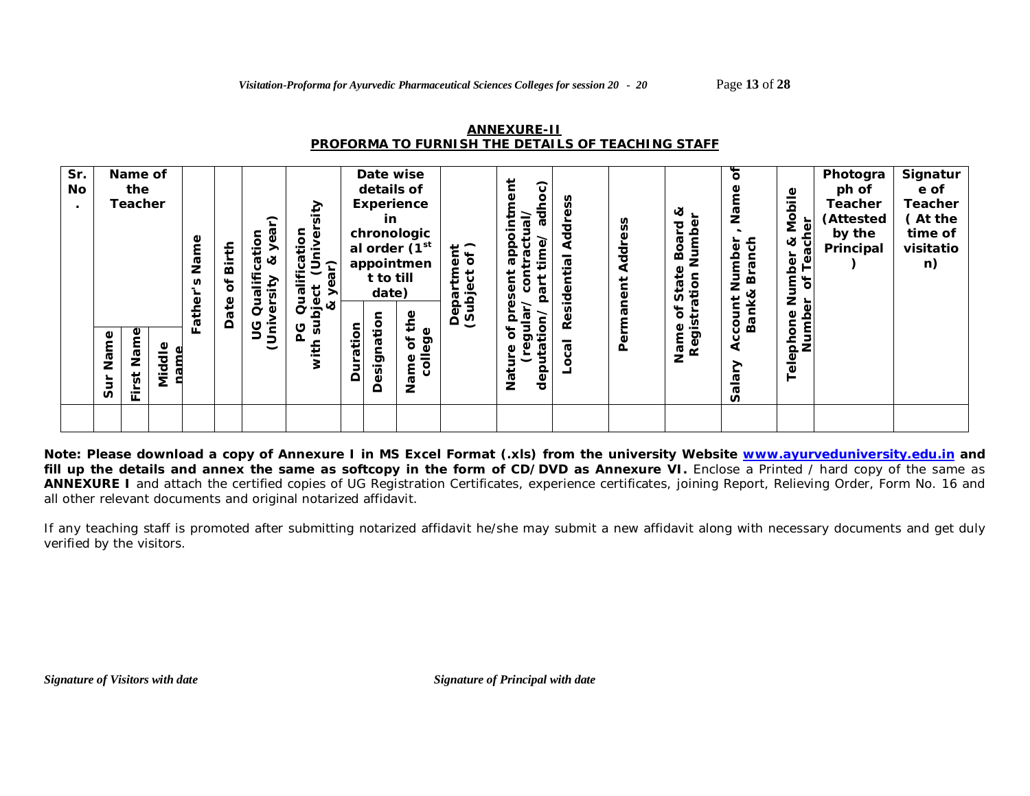## ANNEXURE-II

## PROFORMA TO FURNISH THE DETAILS OF TEACHING STAFF

| Sr. No. | Name of the Teacher | | | Father's Name | Date of Birth | UG Qualification (University & year) | PG Qualification (University with subject & year) | Date wise details of Experience in chronological order (1st appointment to till date) | | | Department (Subject of ) | Nature of present appointment (regular/ contractual/ deputation/ part time/ adhoc) | Local Residential Address | Permanent Address | Name of State Board & Registration Number | Salary Account Number , Name of Bank& Branch | Telephone Number & Mobile Number of Teacher | Photograph of Teacher (Attested by the Principal ) | Signature of Teacher ( At the time of visitation) |
|---|---|---|---|---|---|---|---|---|---|---|---|---|---|---|---|---|---|---|---|
| | Sur Name | First Name | Middle name | | | | | Duration | Designation | Name of the college | | | | | | | | | |
| | | | | | | | | | | | | | | | | | | | |

**Note: Please download a copy of Annexure I in MS Excel Format (.xls) from the university Website www.ayurveduniversity.edu.in and fill up the details and annex the same as softcopy in the form of CD/DVD as Annexure VI.** Enclose a Printed / hard copy of the same as **ANNEXURE I** and attach the certified copies of UG Registration Certificates, experience certificates, joining Report, Relieving Order, Form No. 16 and all other relevant documents and original notarized affidavit.

If any teaching staff is promoted after submitting notarized affidavit he/she may submit a new affidavit along with necessary documents and get duly verified by the visitors.

*Signature of Visitors with date* *Signature of Principal with date*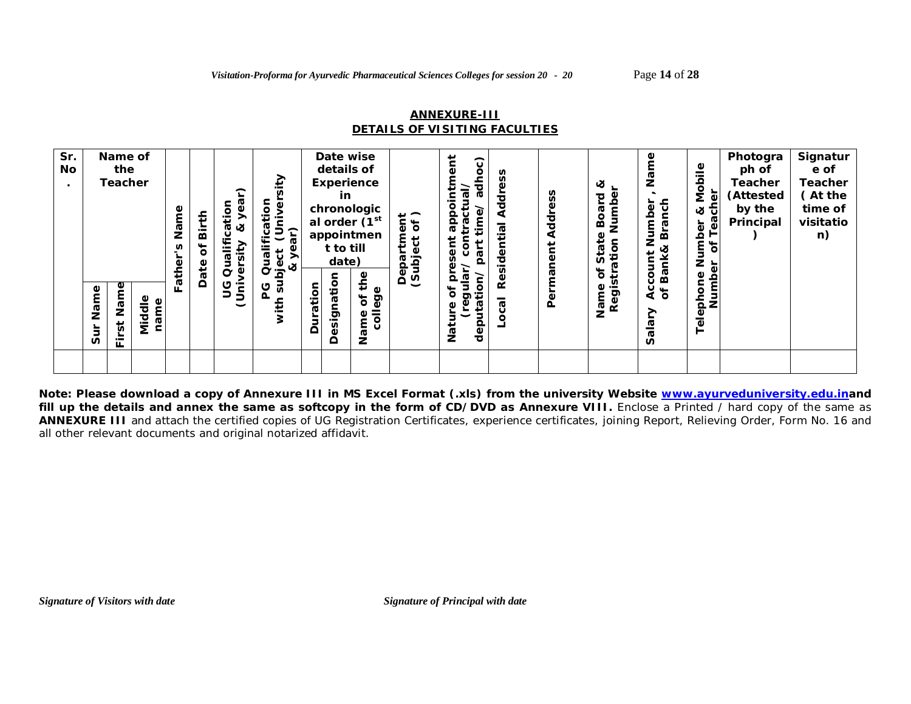## ANNEXURE-III

## DETAILS OF VISITING FACULTIES

| Sr. No. | Name of the Teacher | | | Father's Name | Date of Birth | UG Qualification (University & year) | PG Qualification (University with subject & year) | Date wise details of Experience in chronological order (1st appointment to till date) | | | Department (Subject of ) | Nature of present appointment (regular/ contractual/ deputation/ part time/ adhoc) | Local Residential Address | Permanent Address | Name of State Board & Registration Number | Salary Account Number , Name of Bank& Branch | Telephone Number & Mobile Number of Teacher | Photograph of Teacher (Attested by the Principal ) | Signature of Teacher ( At the time of visitation) |
|---|---|---|---|---|---|---|---|---|---|---|---|---|---|---|---|---|---|---|---|
| | Sur Name | First Name | Middle name | | | | | Duration | Designation | Name of the college | | | | | | | | | |
| | | | | | | | | | | | | | | | | | | | |

**Note: Please download a copy of Annexure III in MS Excel Format (.xls) from the university Website www.ayurveduniversity.edu.inand fill up the details and annex the same as softcopy in the form of CD/DVD as Annexure VIII.** Enclose a Printed / hard copy of the same as **ANNEXURE III** and attach the certified copies of UG Registration Certificates, experience certificates, joining Report, Relieving Order, Form No. 16 and all other relevant documents and original notarized affidavit.

*Signature of Visitors with date* *Signature of Principal with date*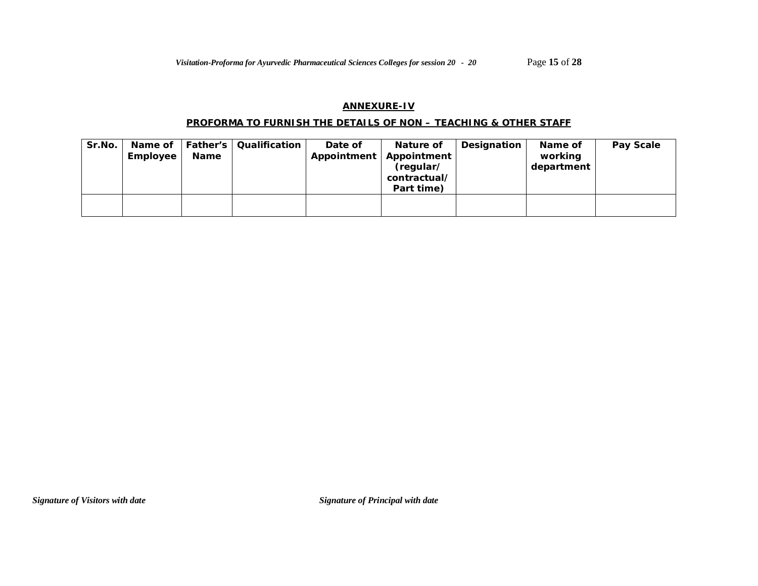## ANNEXURE-IV

### PROFORMA TO FURNISH THE DETAILS OF NON – TEACHING & OTHER STAFF

| Sr.No. | Name of Employee | Father's Name | Qualification | Date of Appointment | Nature of Appointment (regular/ contractual/ Part time) | Designation | Name of working department | Pay Scale |
|---|---|---|---|---|---|---|---|---|
| | | | | | | | | |

*Signature of Visitors with date* *Signature of Principal with date*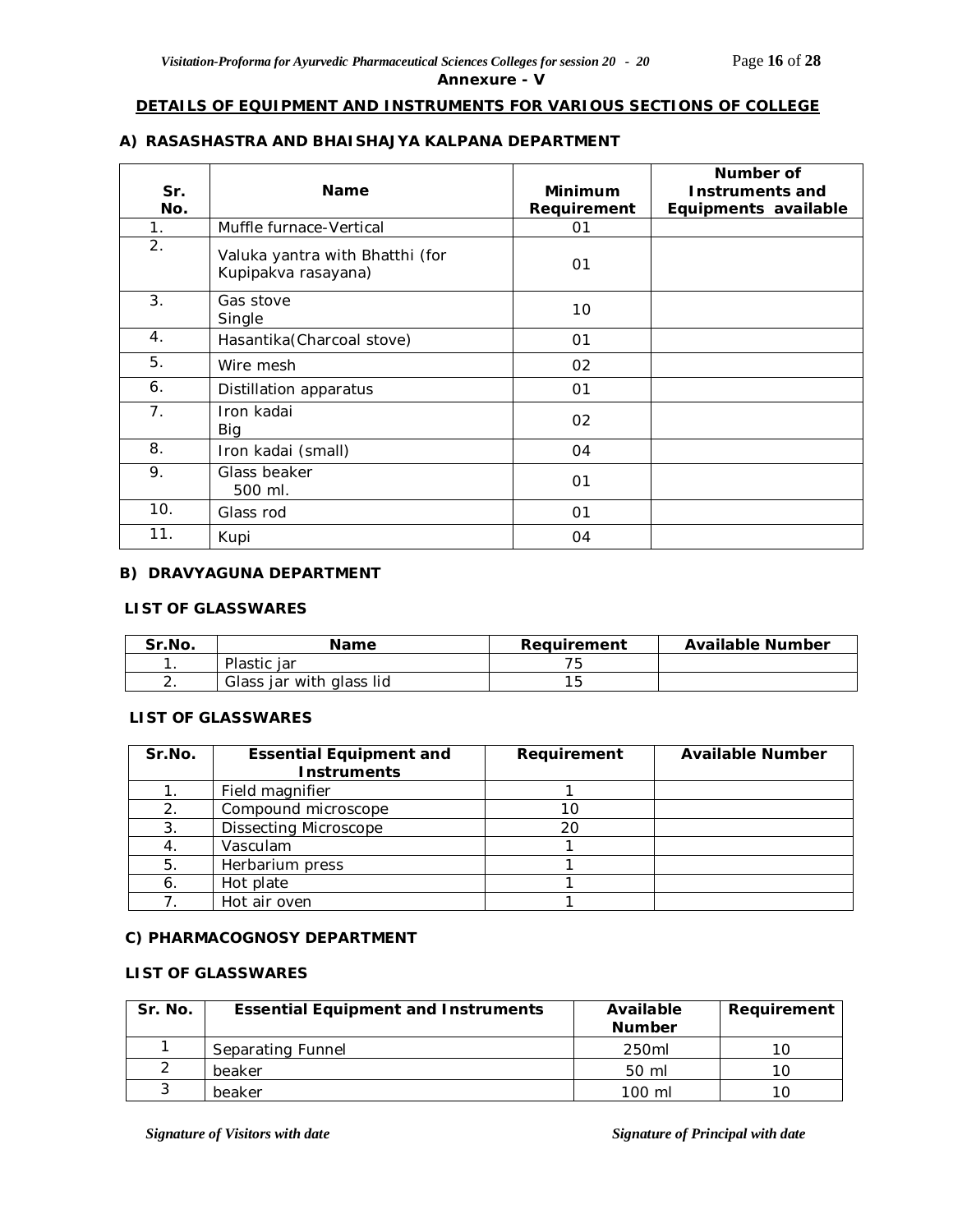Annexure - V

## DETAILS OF EQUIPMENT AND INSTRUMENTS FOR VARIOUS SECTIONS OF COLLEGE

### A) RASASHASTRA AND BHAISHAJYA KALPANA DEPARTMENT

| Sr. No. | Name | Minimum Requirement | Number of Instruments and Equipments available |
|---|---|---|---|
| 1. | Muffle furnace-Vertical | 01 | |
| 2. | Valuka yantra with Bhatthi (for Kupipakva rasayana) | 01 | |
| 3. | Gas stove Single | 10 | |
| 4. | Hasantika(Charcoal stove) | 01 | |
| 5. | Wire mesh | 02 | |
| 6. | Distillation apparatus | 01 | |
| 7. | Iron kadai Big | 02 | |
| 8. | Iron kadai (small) | 04 | |
| 9. | Glass beaker 500 ml. | 01 | |
| 10. | Glass rod | 01 | |
| 11. | Kupi | 04 | |

### B) DRAVYAGUNA DEPARTMENT

**LIST OF GLASSWARES**

| Sr.No. | Name | Requirement | Available Number |
|---|---|---|---|
| 1. | Plastic jar | 75 | |
| 2. | Glass jar with glass lid | 15 | |

**LIST OF GLASSWARES**

| Sr.No. | Essential Equipment and Instruments | Requirement | Available Number |
|---|---|---|---|
| 1. | Field magnifier | 1 | |
| 2. | Compound microscope | 10 | |
| 3. | Dissecting Microscope | 20 | |
| 4. | Vasculam | 1 | |
| 5. | Herbarium press | 1 | |
| 6. | Hot plate | 1 | |
| 7. | Hot air oven | 1 | |

### C) PHARMACOGNOSY DEPARTMENT

**LIST OF GLASSWARES**

| Sr. No. | Essential Equipment and Instruments | Available Number | Requirement |
|---|---|---|---|
| 1 | Separating Funnel | 250ml | 10 |
| 2 | beaker | 50 ml | 10 |
| 3 | beaker | 100 ml | 10 |

*Signature of Visitors with date* *Signature of Principal with date*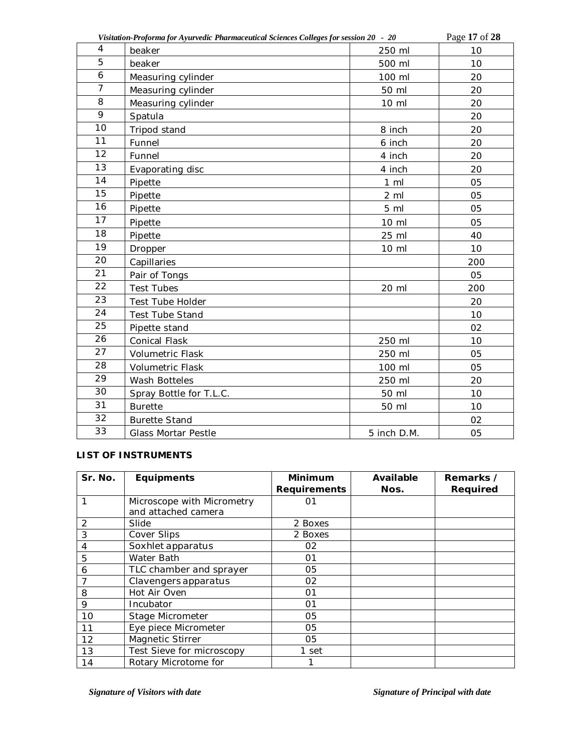| 4 | beaker | 250 ml | 10 |
|---|---|---|---|
| 5 | beaker | 500 ml | 10 |
| 6 | Measuring cylinder | 100 ml | 20 |
| 7 | Measuring cylinder | 50 ml | 20 |
| 8 | Measuring cylinder | 10 ml | 20 |
| 9 | Spatula | | 20 |
| 10 | Tripod stand | 8 inch | 20 |
| 11 | Funnel | 6 inch | 20 |
| 12 | Funnel | 4 inch | 20 |
| 13 | Evaporating disc | 4 inch | 20 |
| 14 | Pipette | 1 ml | 05 |
| 15 | Pipette | 2 ml | 05 |
| 16 | Pipette | 5 ml | 05 |
| 17 | Pipette | 10 ml | 05 |
| 18 | Pipette | 25 ml | 40 |
| 19 | Dropper | 10 ml | 10 |
| 20 | Capillaries | | 200 |
| 21 | Pair of Tongs | | 05 |
| 22 | Test Tubes | 20 ml | 200 |
| 23 | Test Tube Holder | | 20 |
| 24 | Test Tube Stand | | 10 |
| 25 | Pipette stand | | 02 |
| 26 | Conical Flask | 250 ml | 10 |
| 27 | Volumetric Flask | 250 ml | 05 |
| 28 | Volumetric Flask | 100 ml | 05 |
| 29 | Wash Botteles | 250 ml | 20 |
| 30 | Spray Bottle for T.L.C. | 50 ml | 10 |
| 31 | Burette | 50 ml | 10 |
| 32 | Burette Stand | | 02 |
| 33 | Glass Mortar Pestle | 5 inch D.M. | 05 |

**LIST OF INSTRUMENTS**

| Sr. No. | Equipments | Minimum Requirements | Available Nos. | Remarks / Required |
|---|---|---|---|---|
| 1 | Microscope with Micrometry and attached camera | 01 | | |
| 2 | Slide | 2 Boxes | | |
| 3 | Cover Slips | 2 Boxes | | |
| 4 | Soxhlet apparatus | 02 | | |
| 5 | Water Bath | 01 | | |
| 6 | TLC chamber and sprayer | 05 | | |
| 7 | Clavengers apparatus | 02 | | |
| 8 | Hot Air Oven | 01 | | |
| 9 | Incubator | 01 | | |
| 10 | Stage Micrometer | 05 | | |
| 11 | Eye piece Micrometer | 05 | | |
| 12 | Magnetic Stirrer | 05 | | |
| 13 | Test Sieve for microscopy | 1 set | | |
| 14 | Rotary Microtome for | 1 | | |

*Signature of Visitors with date* *Signature of Principal with date*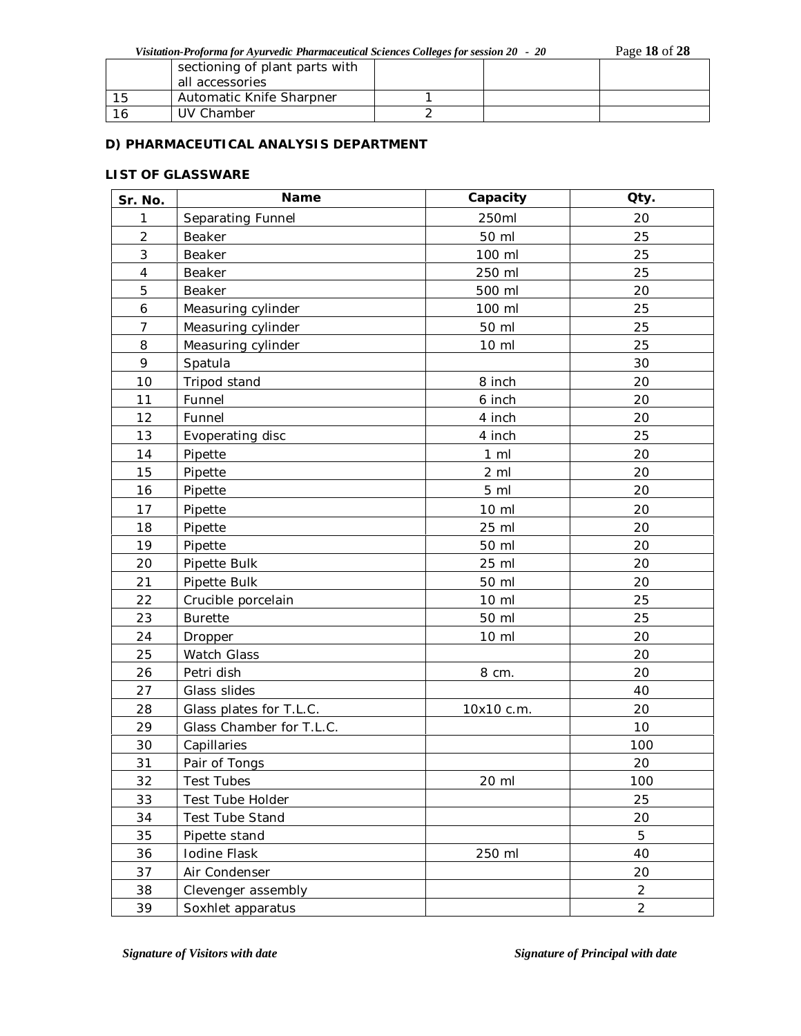|  | sectioning of plant parts with all accessories |  |  |  |
|---|---|---|---|---|
| 15 | Automatic Knife Sharpner | 1 |  |  |
| 16 | UV Chamber | 2 |  |  |

**D) PHARMACEUTICAL ANALYSIS DEPARTMENT**

**LIST OF GLASSWARE**

| Sr. No. | Name | Capacity | Qty. |
|---|---|---|---|
| 1 | Separating Funnel | 250ml | 20 |
| 2 | Beaker | 50 ml | 25 |
| 3 | Beaker | 100 ml | 25 |
| 4 | Beaker | 250 ml | 25 |
| 5 | Beaker | 500 ml | 20 |
| 6 | Measuring cylinder | 100 ml | 25 |
| 7 | Measuring cylinder | 50 ml | 25 |
| 8 | Measuring cylinder | 10 ml | 25 |
| 9 | Spatula |  | 30 |
| 10 | Tripod stand | 8 inch | 20 |
| 11 | Funnel | 6 inch | 20 |
| 12 | Funnel | 4 inch | 20 |
| 13 | Evoperating disc | 4 inch | 25 |
| 14 | Pipette | 1 ml | 20 |
| 15 | Pipette | 2 ml | 20 |
| 16 | Pipette | 5 ml | 20 |
| 17 | Pipette | 10 ml | 20 |
| 18 | Pipette | 25 ml | 20 |
| 19 | Pipette | 50 ml | 20 |
| 20 | Pipette Bulk | 25 ml | 20 |
| 21 | Pipette Bulk | 50 ml | 20 |
| 22 | Crucible porcelain | 10 ml | 25 |
| 23 | Burette | 50 ml | 25 |
| 24 | Dropper | 10 ml | 20 |
| 25 | Watch Glass |  | 20 |
| 26 | Petri dish | 8 cm. | 20 |
| 27 | Glass slides |  | 40 |
| 28 | Glass plates for T.L.C. | 10x10 c.m. | 20 |
| 29 | Glass Chamber for T.L.C. |  | 10 |
| 30 | Capillaries |  | 100 |
| 31 | Pair of Tongs |  | 20 |
| 32 | Test Tubes | 20 ml | 100 |
| 33 | Test Tube Holder |  | 25 |
| 34 | Test Tube Stand |  | 20 |
| 35 | Pipette stand |  | 5 |
| 36 | Iodine Flask | 250 ml | 40 |
| 37 | Air Condenser |  | 20 |
| 38 | Clevenger assembly |  | 2 |
| 39 | Soxhlet apparatus |  | 2 |

*Signature of Visitors with date* *Signature of Principal with date*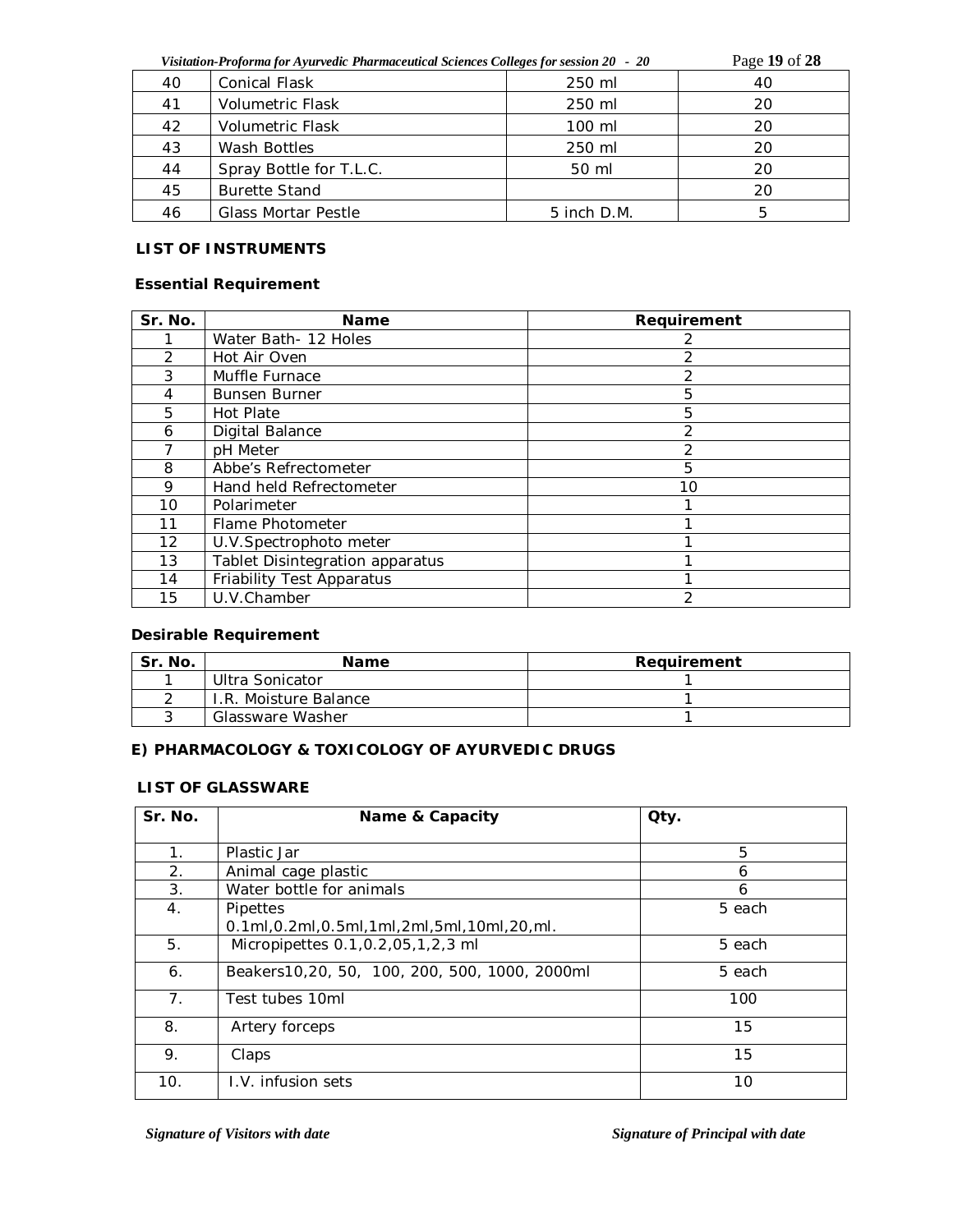| 40 | Conical Flask | 250 ml | 40 |
|---|---|---|---|
| 41 | Volumetric Flask | 250 ml | 20 |
| 42 | Volumetric Flask | 100 ml | 20 |
| 43 | Wash Bottles | 250 ml | 20 |
| 44 | Spray Bottle for T.L.C. | 50 ml | 20 |
| 45 | Burette Stand | | 20 |
| 46 | Glass Mortar Pestle | 5 inch D.M. | 5 |

**LIST OF INSTRUMENTS**

**Essential Requirement**

| Sr. No. | Name | Requirement |
|---|---|---|
| 1 | Water Bath- 12 Holes | 2 |
| 2 | Hot Air Oven | 2 |
| 3 | Muffle Furnace | 2 |
| 4 | Bunsen Burner | 5 |
| 5 | Hot Plate | 5 |
| 6 | Digital Balance | 2 |
| 7 | pH Meter | 2 |
| 8 | Abbe's Refrectometer | 5 |
| 9 | Hand held Refrectometer | 10 |
| 10 | Polarimeter | 1 |
| 11 | Flame Photometer | 1 |
| 12 | U.V.Spectrophoto meter | 1 |
| 13 | Tablet Disintegration apparatus | 1 |
| 14 | Friability Test Apparatus | 1 |
| 15 | U.V.Chamber | 2 |

**Desirable Requirement**

| Sr. No. | Name | Requirement |
|---|---|---|
| 1 | Ultra Sonicator | 1 |
| 2 | I.R. Moisture Balance | 1 |
| 3 | Glassware Washer | 1 |

**E) PHARMACOLOGY & TOXICOLOGY OF AYURVEDIC DRUGS**

**LIST OF GLASSWARE**

| Sr. No. | Name & Capacity | Qty. |
|---|---|---|
| 1. | Plastic Jar | 5 |
| 2. | Animal cage plastic | 6 |
| 3. | Water bottle for animals | 6 |
| 4. | Pipettes 0.1ml,0.2ml,0.5ml,1ml,2ml,5ml,10ml,20,ml. | 5 each |
| 5. | Micropipettes 0.1,0.2,05,1,2,3 ml | 5 each |
| 6. | Beakers10,20, 50, 100, 200, 500, 1000, 2000ml | 5 each |
| 7. | Test tubes 10ml | 100 |
| 8. | Artery forceps | 15 |
| 9. | Claps | 15 |
| 10. | I.V. infusion sets | 10 |

*Signature of Visitors with date* *Signature of Principal with date*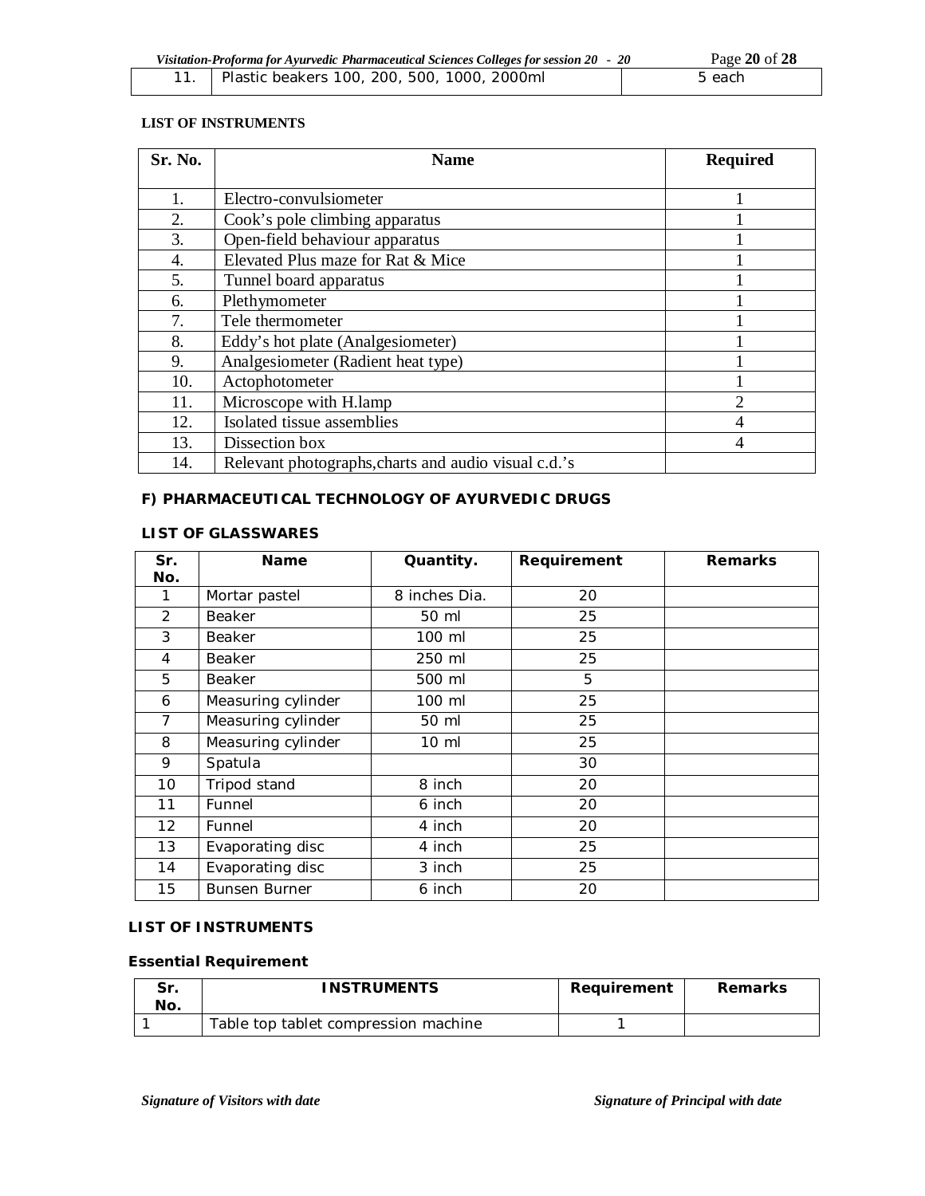| 11. | Plastic beakers 100, 200, 500, 1000, 2000ml | 5 each |
|---|---|---|

**LIST OF INSTRUMENTS**

| Sr. No. | Name | Required |
|---|---|---|
| 1. | Electro-convulsiometer | 1 |
| 2. | Cook's pole climbing apparatus | 1 |
| 3. | Open-field behaviour apparatus | 1 |
| 4. | Elevated Plus maze for Rat & Mice | 1 |
| 5. | Tunnel board apparatus | 1 |
| 6. | Plethymometer | 1 |
| 7. | Tele thermometer | 1 |
| 8. | Eddy's hot plate (Analgesiometer) | 1 |
| 9. | Analgesiometer (Radient heat type) | 1 |
| 10. | Actophotometer | 1 |
| 11. | Microscope with H.lamp | 2 |
| 12. | Isolated tissue assemblies | 4 |
| 13. | Dissection box | 4 |
| 14. | Relevant photographs,charts and audio visual c.d.'s | |

**F) PHARMACEUTICAL TECHNOLOGY OF AYURVEDIC DRUGS**

**LIST OF GLASSWARES**

| Sr. No. | Name | Quantity. | Requirement | Remarks |
|---|---|---|---|---|
| 1 | Mortar pastel | 8 inches Dia. | 20 | |
| 2 | Beaker | 50 ml | 25 | |
| 3 | Beaker | 100 ml | 25 | |
| 4 | Beaker | 250 ml | 25 | |
| 5 | Beaker | 500 ml | 5 | |
| 6 | Measuring cylinder | 100 ml | 25 | |
| 7 | Measuring cylinder | 50 ml | 25 | |
| 8 | Measuring cylinder | 10 ml | 25 | |
| 9 | Spatula | | 30 | |
| 10 | Tripod stand | 8 inch | 20 | |
| 11 | Funnel | 6 inch | 20 | |
| 12 | Funnel | 4 inch | 20 | |
| 13 | Evaporating disc | 4 inch | 25 | |
| 14 | Evaporating disc | 3 inch | 25 | |
| 15 | Bunsen Burner | 6 inch | 20 | |

**LIST OF INSTRUMENTS**

**Essential Requirement**

| Sr. No. | INSTRUMENTS | Requirement | Remarks |
|---|---|---|---|
| 1 | Table top tablet compression machine | 1 | |

*Signature of Visitors with date* *Signature of Principal with date*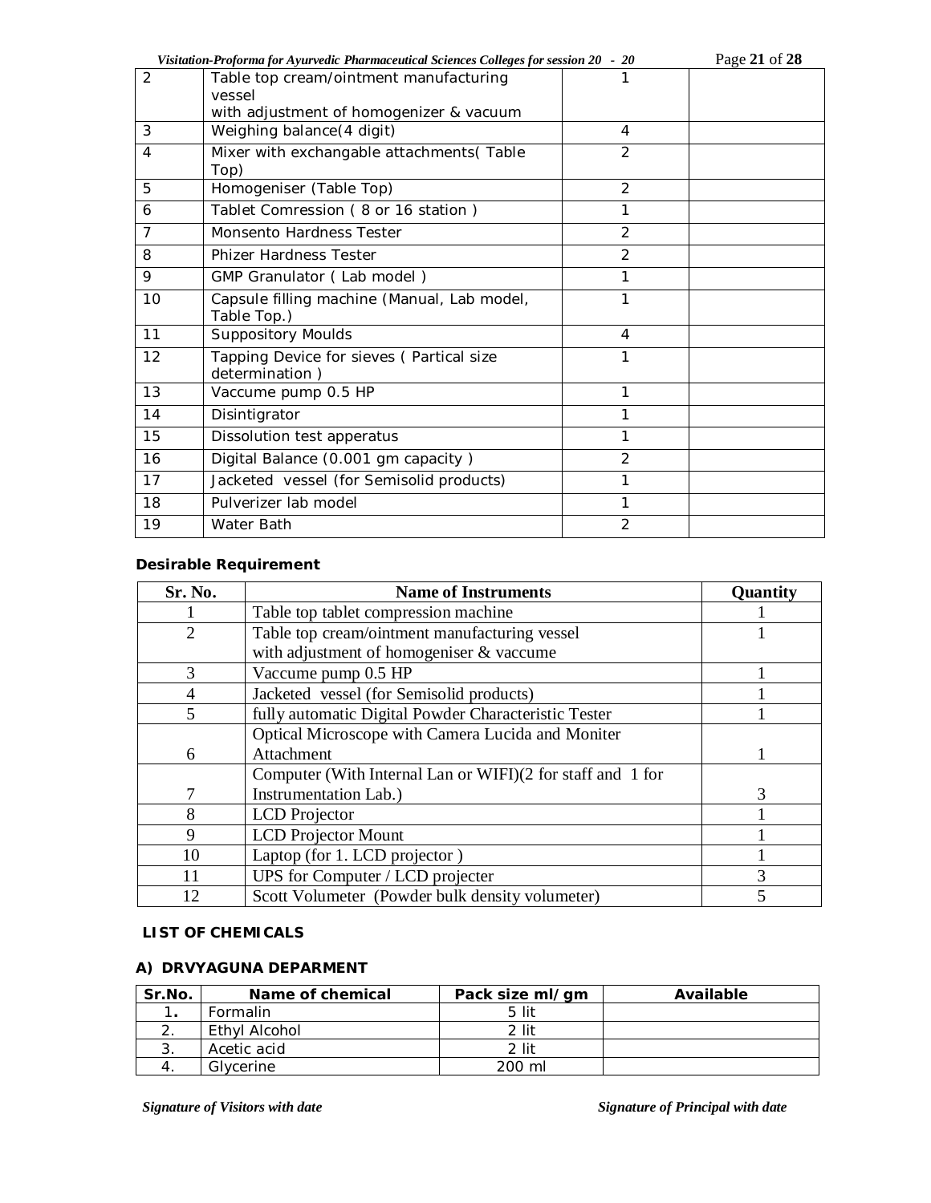| 2 | Table top cream/ointment manufacturing vessel with adjustment of homogenizer & vacuum | 1 | |
|---|---|---|---|
| 3 | Weighing balance(4 digit) | 4 | |
| 4 | Mixer with exchangable attachments( Table Top) | 2 | |
| 5 | Homogeniser (Table Top) | 2 | |
| 6 | Tablet Comression ( 8 or 16 station ) | 1 | |
| 7 | Monsento Hardness Tester | 2 | |
| 8 | Phizer Hardness Tester | 2 | |
| 9 | GMP Granulator ( Lab model ) | 1 | |
| 10 | Capsule filling machine (Manual, Lab model, Table Top.) | 1 | |
| 11 | Suppository Moulds | 4 | |
| 12 | Tapping Device for sieves ( Partical size determination ) | 1 | |
| 13 | Vaccume pump 0.5 HP | 1 | |
| 14 | Disintigrator | 1 | |
| 15 | Dissolution test apperatus | 1 | |
| 16 | Digital Balance (0.001 gm capacity ) | 2 | |
| 17 | Jacketed vessel (for Semisolid products) | 1 | |
| 18 | Pulverizer lab model | 1 | |
| 19 | Water Bath | 2 | |

**Desirable Requirement**

| Sr. No. | Name of Instruments | Quantity |
|---|---|---|
| 1 | Table top tablet compression machine | 1 |
| 2 | Table top cream/ointment manufacturing vessel with adjustment of homogeniser & vaccume | 1 |
| 3 | Vaccume pump 0.5 HP | 1 |
| 4 | Jacketed vessel (for Semisolid products) | 1 |
| 5 | fully automatic Digital Powder Characteristic Tester | 1 |
| 6 | Optical Microscope with Camera Lucida and Moniter Attachment | 1 |
| 7 | Computer (With Internal Lan or WIFI)(2 for staff and 1 for Instrumentation Lab.) | 3 |
| 8 | LCD Projector | 1 |
| 9 | LCD Projector Mount | 1 |
| 10 | Laptop (for 1. LCD projector ) | 1 |
| 11 | UPS for Computer / LCD projecter | 3 |
| 12 | Scott Volumeter (Powder bulk density volumeter) | 5 |

**LIST OF CHEMICALS**

**A) DRVYAGUNA DEPARMENT**

| Sr.No. | Name of chemical | Pack size ml/gm | Available |
|---|---|---|---|
| 1. | Formalin | 5 lit | |
| 2. | Ethyl Alcohol | 2 lit | |
| 3. | Acetic acid | 2 lit | |
| 4. | Glycerine | 200 ml | |

*Signature of Visitors with date* *Signature of Principal with date*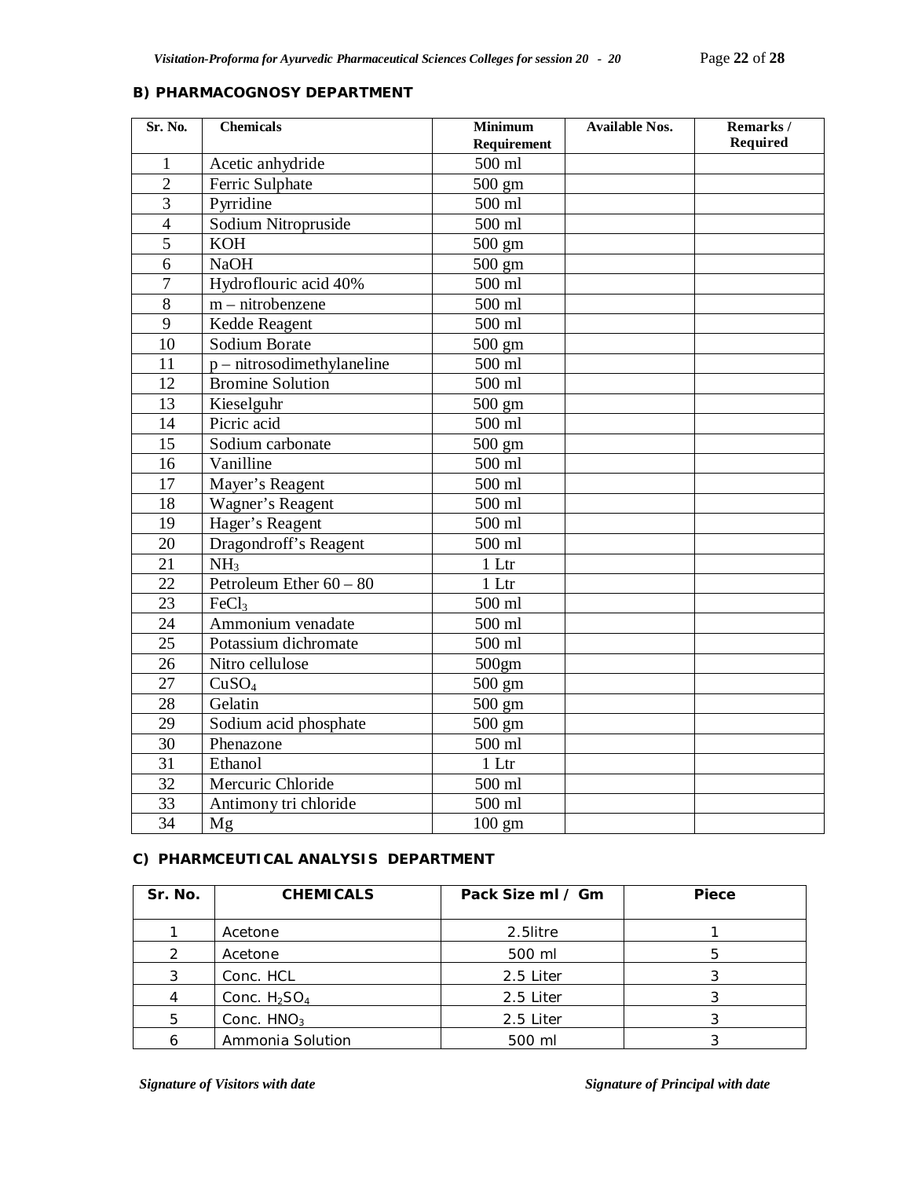### B) PHARMACOGNOSY DEPARTMENT

| Sr. No. | Chemicals | Minimum Requirement | Available Nos. | Remarks / Required |
|---|---|---|---|---|
| 1 | Acetic anhydride | 500 ml | | |
| 2 | Ferric Sulphate | 500 gm | | |
| 3 | Pyrridine | 500 ml | | |
| 4 | Sodium Nitropruside | 500 ml | | |
| 5 | KOH | 500 gm | | |
| 6 | NaOH | 500 gm | | |
| 7 | Hydroflouric acid 40% | 500 ml | | |
| 8 | m – nitrobenzene | 500 ml | | |
| 9 | Kedde Reagent | 500 ml | | |
| 10 | Sodium Borate | 500 gm | | |
| 11 | p – nitrosodimethylaneline | 500 ml | | |
| 12 | Bromine Solution | 500 ml | | |
| 13 | Kieselguhr | 500 gm | | |
| 14 | Picric acid | 500 ml | | |
| 15 | Sodium carbonate | 500 gm | | |
| 16 | Vanilline | 500 ml | | |
| 17 | Mayer's Reagent | 500 ml | | |
| 18 | Wagner's Reagent | 500 ml | | |
| 19 | Hager's Reagent | 500 ml | | |
| 20 | Dragondroff's Reagent | 500 ml | | |
| 21 | $NH_3$ | 1 Ltr | | |
| 22 | Petroleum Ether 60 – 80 | 1 Ltr | | |
| 23 | $FeCl_3$ | 500 ml | | |
| 24 | Ammonium venadate | 500 ml | | |
| 25 | Potassium dichromate | 500 ml | | |
| 26 | Nitro cellulose | 500gm | | |
| 27 | $CuSO_4$ | 500 gm | | |
| 28 | Gelatin | 500 gm | | |
| 29 | Sodium acid phosphate | 500 gm | | |
| 30 | Phenazone | 500 ml | | |
| 31 | Ethanol | 1 Ltr | | |
| 32 | Mercuric Chloride | 500 ml | | |
| 33 | Antimony tri chloride | 500 ml | | |
| 34 | Mg | 100 gm | | |

### C) PHARMCEUTICAL ANALYSIS DEPARTMENT

| Sr. No. | CHEMICALS | Pack Size ml / Gm | Piece |
|---|---|---|---|
| 1 | Acetone | 2.5litre | 1 |
| 2 | Acetone | 500 ml | 5 |
| 3 | Conc. HCL | 2.5 Liter | 3 |
| 4 | Conc. $H_2SO_4$ | 2.5 Liter | 3 |
| 5 | Conc. $HNO_3$ | 2.5 Liter | 3 |
| 6 | Ammonia Solution | 500 ml | 3 |

*Signature of Visitors with date* *Signature of Principal with date*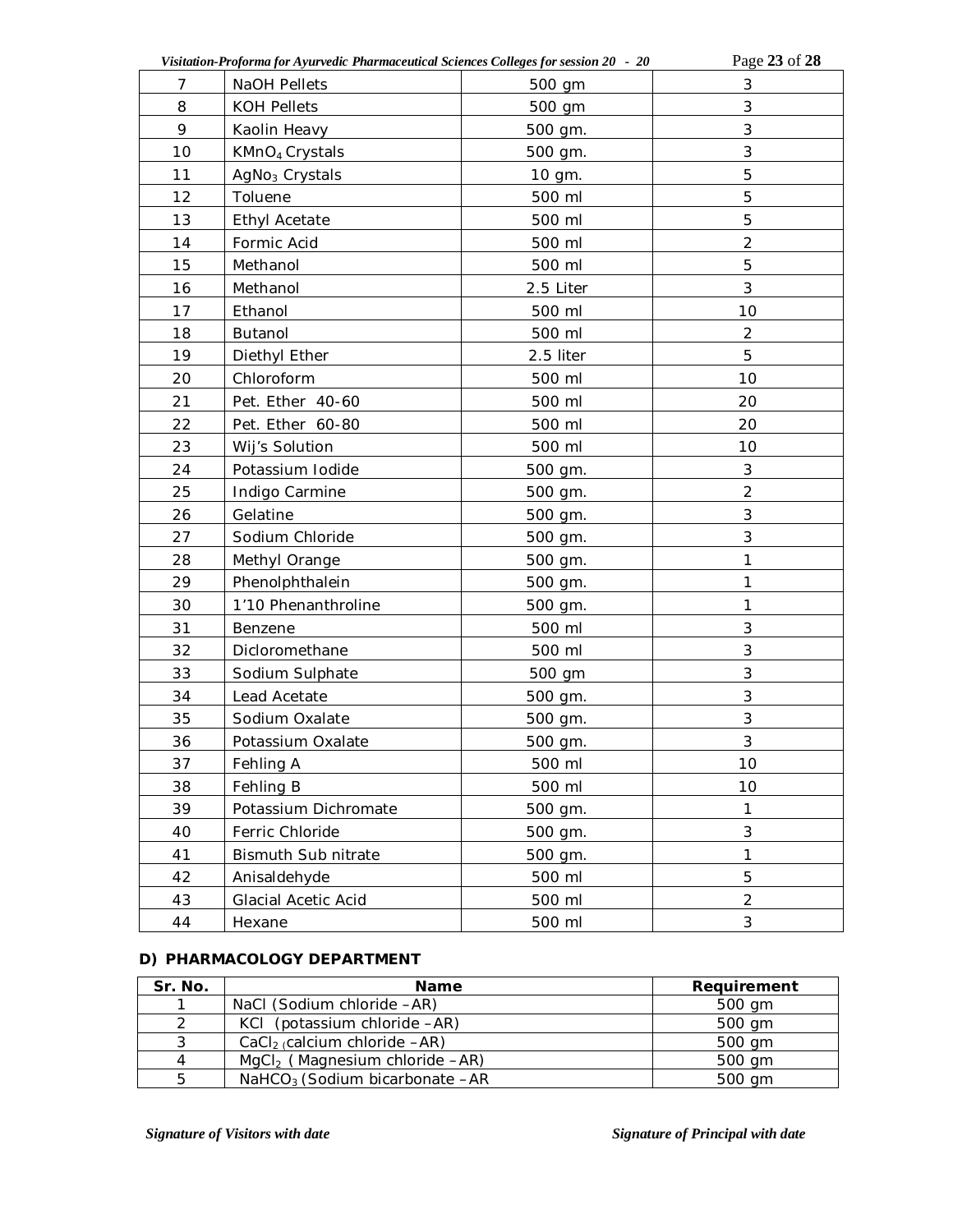| 7 | NaOH Pellets | 500 gm | 3 |
|---|---|---|---|
| 8 | KOH Pellets | 500 gm | 3 |
| 9 | Kaolin Heavy | 500 gm. | 3 |
| 10 | $KMnO_4$ Crystals | 500 gm. | 3 |
| 11 | $AgNo_3$ Crystals | 10 gm. | 5 |
| 12 | Toluene | 500 ml | 5 |
| 13 | Ethyl Acetate | 500 ml | 5 |
| 14 | Formic Acid | 500 ml | 2 |
| 15 | Methanol | 500 ml | 5 |
| 16 | Methanol | 2.5 Liter | 3 |
| 17 | Ethanol | 500 ml | 10 |
| 18 | Butanol | 500 ml | 2 |
| 19 | Diethyl Ether | 2.5 liter | 5 |
| 20 | Chloroform | 500 ml | 10 |
| 21 | Pet. Ether 40-60 | 500 ml | 20 |
| 22 | Pet. Ether 60-80 | 500 ml | 20 |
| 23 | Wij's Solution | 500 ml | 10 |
| 24 | Potassium Iodide | 500 gm. | 3 |
| 25 | Indigo Carmine | 500 gm. | 2 |
| 26 | Gelatine | 500 gm. | 3 |
| 27 | Sodium Chloride | 500 gm. | 3 |
| 28 | Methyl Orange | 500 gm. | 1 |
| 29 | Phenolphthalein | 500 gm. | 1 |
| 30 | 1'10 Phenanthroline | 500 gm. | 1 |
| 31 | Benzene | 500 ml | 3 |
| 32 | Dicloromethane | 500 ml | 3 |
| 33 | Sodium Sulphate | 500 gm | 3 |
| 34 | Lead Acetate | 500 gm. | 3 |
| 35 | Sodium Oxalate | 500 gm. | 3 |
| 36 | Potassium Oxalate | 500 gm. | 3 |
| 37 | Fehling A | 500 ml | 10 |
| 38 | Fehling B | 500 ml | 10 |
| 39 | Potassium Dichromate | 500 gm. | 1 |
| 40 | Ferric Chloride | 500 gm. | 3 |
| 41 | Bismuth Sub nitrate | 500 gm. | 1 |
| 42 | Anisaldehyde | 500 ml | 5 |
| 43 | Glacial Acetic Acid | 500 ml | 2 |
| 44 | Hexane | 500 ml | 3 |

**D) PHARMACOLOGY DEPARTMENT**

| Sr. No. | Name | Requirement |
|---|---|---|
| 1 | NaCl (Sodium chloride –AR) | 500 gm |
| 2 | KCl (potassium chloride –AR) | 500 gm |
| 3 | $CaCl_2$ (calcium chloride –AR) | 500 gm |
| 4 | $MgCl_2$ ( Magnesium chloride –AR) | 500 gm |
| 5 | $NaHCO_3$ (Sodium bicarbonate –AR | 500 gm |

*Signature of Visitors with date* *Signature of Principal with date*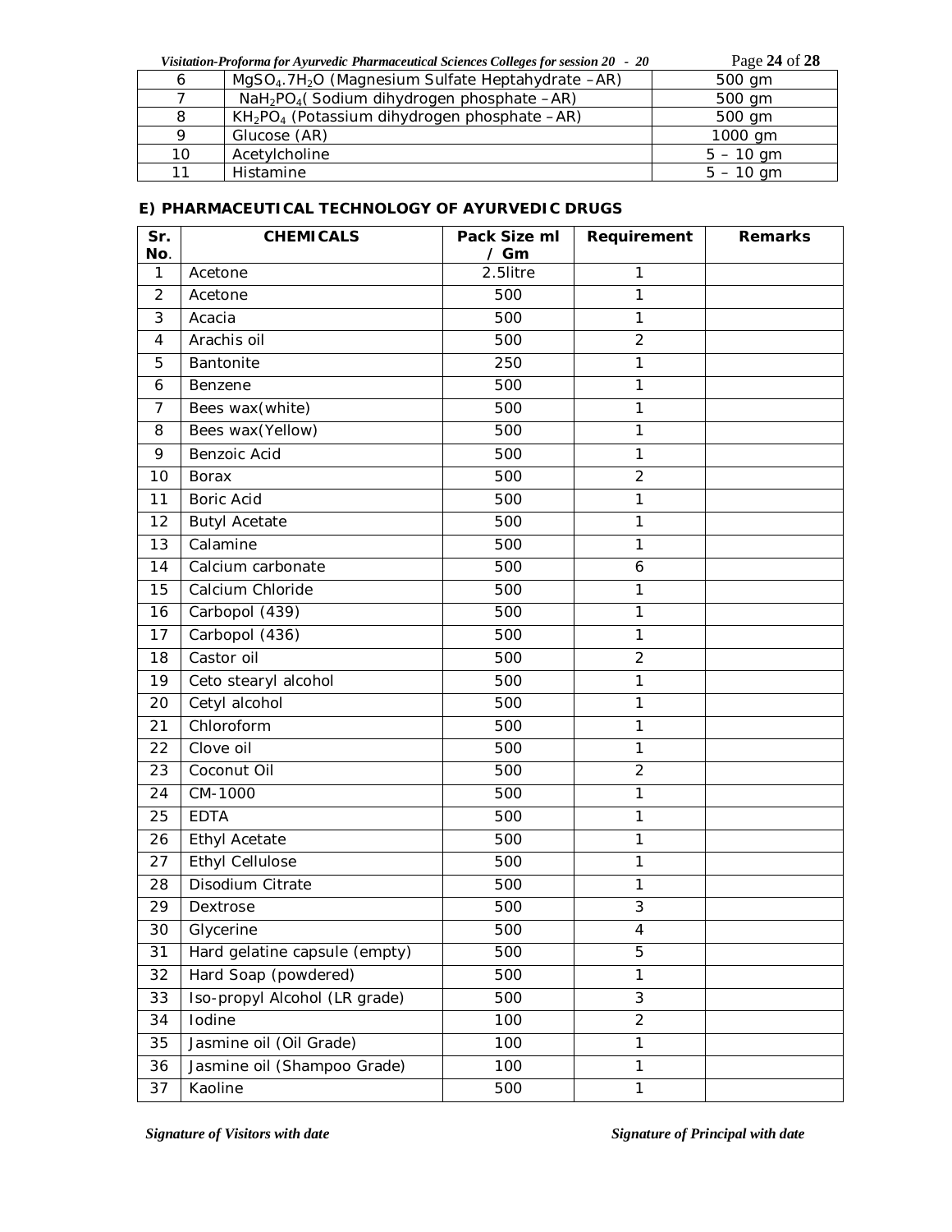| 6 | $MgSO_4.7H_2O$ (Magnesium Sulfate Heptahydrate –AR) | 500 gm |
|---|---|---|
| 7 | $NaH_2PO_4$( Sodium dihydrogen phosphate –AR) | 500 gm |
| 8 | $KH_2PO_4$ (Potassium dihydrogen phosphate –AR) | 500 gm |
| 9 | Glucose (AR) | 1000 gm |
| 10 | Acetylcholine | 5 – 10 gm |
| 11 | Histamine | 5 – 10 gm |

**E) PHARMACEUTICAL TECHNOLOGY OF AYURVEDIC DRUGS**

| Sr. No. | CHEMICALS | Pack Size ml / Gm | Requirement | Remarks |
|---|---|---|---|---|
| 1 | Acetone | 2.5litre | 1 | |
| 2 | Acetone | 500 | 1 | |
| 3 | Acacia | 500 | 1 | |
| 4 | Arachis oil | 500 | 2 | |
| 5 | Bantonite | 250 | 1 | |
| 6 | Benzene | 500 | 1 | |
| 7 | Bees wax(white) | 500 | 1 | |
| 8 | Bees wax(Yellow) | 500 | 1 | |
| 9 | Benzoic Acid | 500 | 1 | |
| 10 | Borax | 500 | 2 | |
| 11 | Boric Acid | 500 | 1 | |
| 12 | Butyl Acetate | 500 | 1 | |
| 13 | Calamine | 500 | 1 | |
| 14 | Calcium carbonate | 500 | 6 | |
| 15 | Calcium Chloride | 500 | 1 | |
| 16 | Carbopol (439) | 500 | 1 | |
| 17 | Carbopol (436) | 500 | 1 | |
| 18 | Castor oil | 500 | 2 | |
| 19 | Ceto stearyl alcohol | 500 | 1 | |
| 20 | Cetyl alcohol | 500 | 1 | |
| 21 | Chloroform | 500 | 1 | |
| 22 | Clove oil | 500 | 1 | |
| 23 | Coconut Oil | 500 | 2 | |
| 24 | CM-1000 | 500 | 1 | |
| 25 | EDTA | 500 | 1 | |
| 26 | Ethyl Acetate | 500 | 1 | |
| 27 | Ethyl Cellulose | 500 | 1 | |
| 28 | Disodium Citrate | 500 | 1 | |
| 29 | Dextrose | 500 | 3 | |
| 30 | Glycerine | 500 | 4 | |
| 31 | Hard gelatine capsule (empty) | 500 | 5 | |
| 32 | Hard Soap (powdered) | 500 | 1 | |
| 33 | Iso-propyl Alcohol (LR grade) | 500 | 3 | |
| 34 | Iodine | 100 | 2 | |
| 35 | Jasmine oil (Oil Grade) | 100 | 1 | |
| 36 | Jasmine oil (Shampoo Grade) | 100 | 1 | |
| 37 | Kaoline | 500 | 1 | |

*Signature of Visitors with date* *Signature of Principal with date*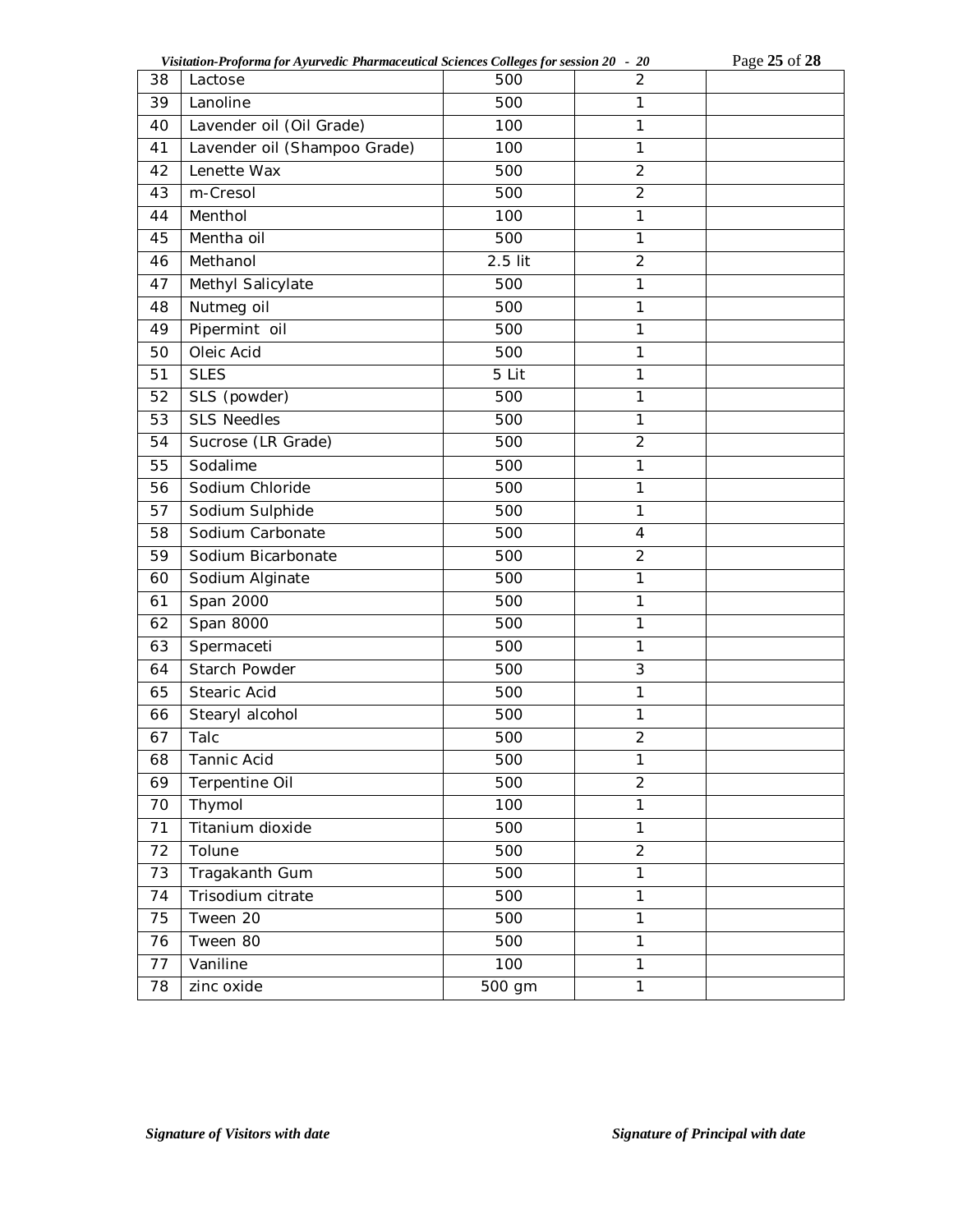| 38 | Lactose | 500 | 2 | |
|---|---|---|---|---|
| 39 | Lanoline | 500 | 1 | |
| 40 | Lavender oil (Oil Grade) | 100 | 1 | |
| 41 | Lavender oil (Shampoo Grade) | 100 | 1 | |
| 42 | Lenette Wax | 500 | 2 | |
| 43 | m-Cresol | 500 | 2 | |
| 44 | Menthol | 100 | 1 | |
| 45 | Mentha oil | 500 | 1 | |
| 46 | Methanol | 2.5 lit | 2 | |
| 47 | Methyl Salicylate | 500 | 1 | |
| 48 | Nutmeg oil | 500 | 1 | |
| 49 | Pipermint oil | 500 | 1 | |
| 50 | Oleic Acid | 500 | 1 | |
| 51 | SLES | 5 Lit | 1 | |
| 52 | SLS (powder) | 500 | 1 | |
| 53 | SLS Needles | 500 | 1 | |
| 54 | Sucrose (LR Grade) | 500 | 2 | |
| 55 | Sodalime | 500 | 1 | |
| 56 | Sodium Chloride | 500 | 1 | |
| 57 | Sodium Sulphide | 500 | 1 | |
| 58 | Sodium Carbonate | 500 | 4 | |
| 59 | Sodium Bicarbonate | 500 | 2 | |
| 60 | Sodium Alginate | 500 | 1 | |
| 61 | Span 2000 | 500 | 1 | |
| 62 | Span 8000 | 500 | 1 | |
| 63 | Spermaceti | 500 | 1 | |
| 64 | Starch Powder | 500 | 3 | |
| 65 | Stearic Acid | 500 | 1 | |
| 66 | Stearyl alcohol | 500 | 1 | |
| 67 | Talc | 500 | 2 | |
| 68 | Tannic Acid | 500 | 1 | |
| 69 | Terpentine Oil | 500 | 2 | |
| 70 | Thymol | 100 | 1 | |
| 71 | Titanium dioxide | 500 | 1 | |
| 72 | Tolune | 500 | 2 | |
| 73 | Tragakanth Gum | 500 | 1 | |
| 74 | Trisodium citrate | 500 | 1 | |
| 75 | Tween 20 | 500 | 1 | |
| 76 | Tween 80 | 500 | 1 | |
| 77 | Vaniline | 100 | 1 | |
| 78 | zinc oxide | 500 gm | 1 | |

*Signature of Visitors with date* *Signature of Principal with date*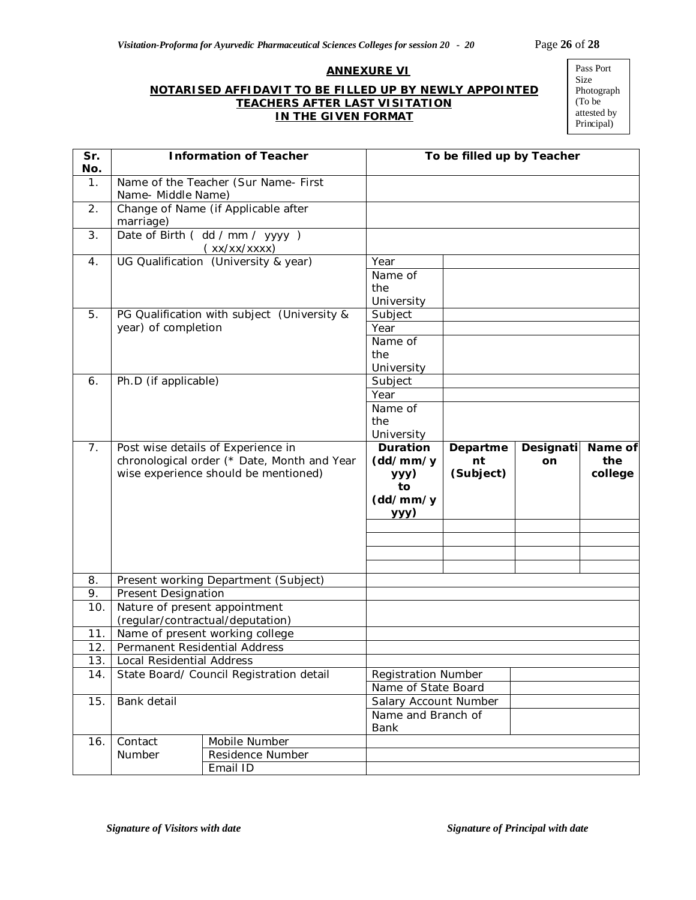## ANNEXURE VI

### NOTARISED AFFIDAVIT TO BE FILLED UP BY NEWLY APPOINTED TEACHERS AFTER LAST VISITATION IN THE GIVEN FORMAT

Pass Port Size Photograph (To be attested by Principal)

| Sr. No. | Information of Teacher | | To be filled up by Teacher | | | |
|---|---|---|---|---|---|---|
| 1. | Name of the Teacher (Sur Name- First Name- Middle Name) | | | | | |
| 2. | Change of Name (if Applicable after marriage) | | | | | |
| 3. | Date of Birth ( dd / mm / yyyy ) ( xx/xx/xxxx) | | | | | |
| 4. | UG Qualification (University & year) | | Year | | | |
| | | | Name of the University | | | |
| 5. | PG Qualification with subject (University & year) of completion | | Subject | | | |
| | | | Year | | | |
| | | | Name of the University | | | |
| 6. | Ph.D (if applicable) | | Subject | | | |
| | | | Year | | | |
| | | | Name of the University | | | |
| 7. | Post wise details of Experience in chronological order (* Date, Month and Year wise experience should be mentioned) | | **Duration (dd/mm/yyyy) to (dd/mm/yyyy)** | **Department (Subject)** | **Designation** | **Name of the college** |
| | | | | | | |
| | | | | | | |
| | | | | | | |
| | | | | | | |
| 8. | Present working Department (Subject) | | | | | |
| 9. | Present Designation | | | | | |
| 10. | Nature of present appointment (regular/contractual/deputation) | | | | | |
| 11. | Name of present working college | | | | | |
| 12. | Permanent Residential Address | | | | | |
| 13. | Local Residential Address | | | | | |
| 14. | State Board/ Council Registration detail | | Registration Number | | | |
| | | | Name of State Board | | | |
| 15. | Bank detail | | Salary Account Number | | | |
| | | | Name and Branch of Bank | | | |
| 16. | Contact Number | Mobile Number | | | | |
| | | Residence Number | | | | |
| | | Email ID | | | | |

*Signature of Visitors with date* *Signature of Principal with date*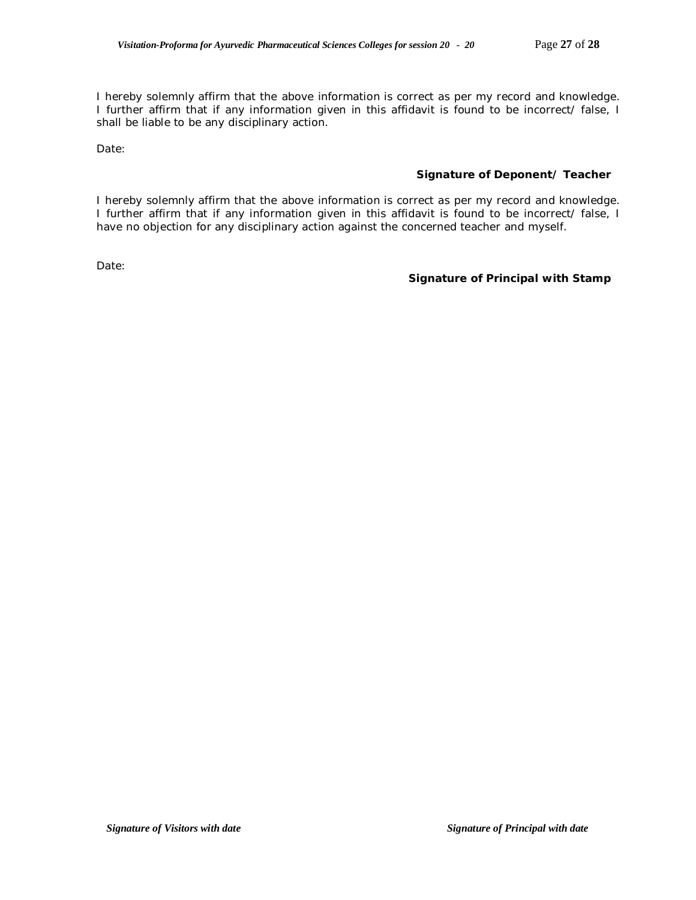I hereby solemnly affirm that the above information is correct as per my record and knowledge. I further affirm that if any information given in this affidavit is found to be incorrect/ false, I shall be liable to be any disciplinary action.

Date:

**Signature of Deponent/ Teacher**

I hereby solemnly affirm that the above information is correct as per my record and knowledge. I further affirm that if any information given in this affidavit is found to be incorrect/ false, I have no objection for any disciplinary action against the concerned teacher and myself.

Date:

**Signature of Principal with Stamp**

***Signature of Visitors with date*** ***Signature of Principal with date***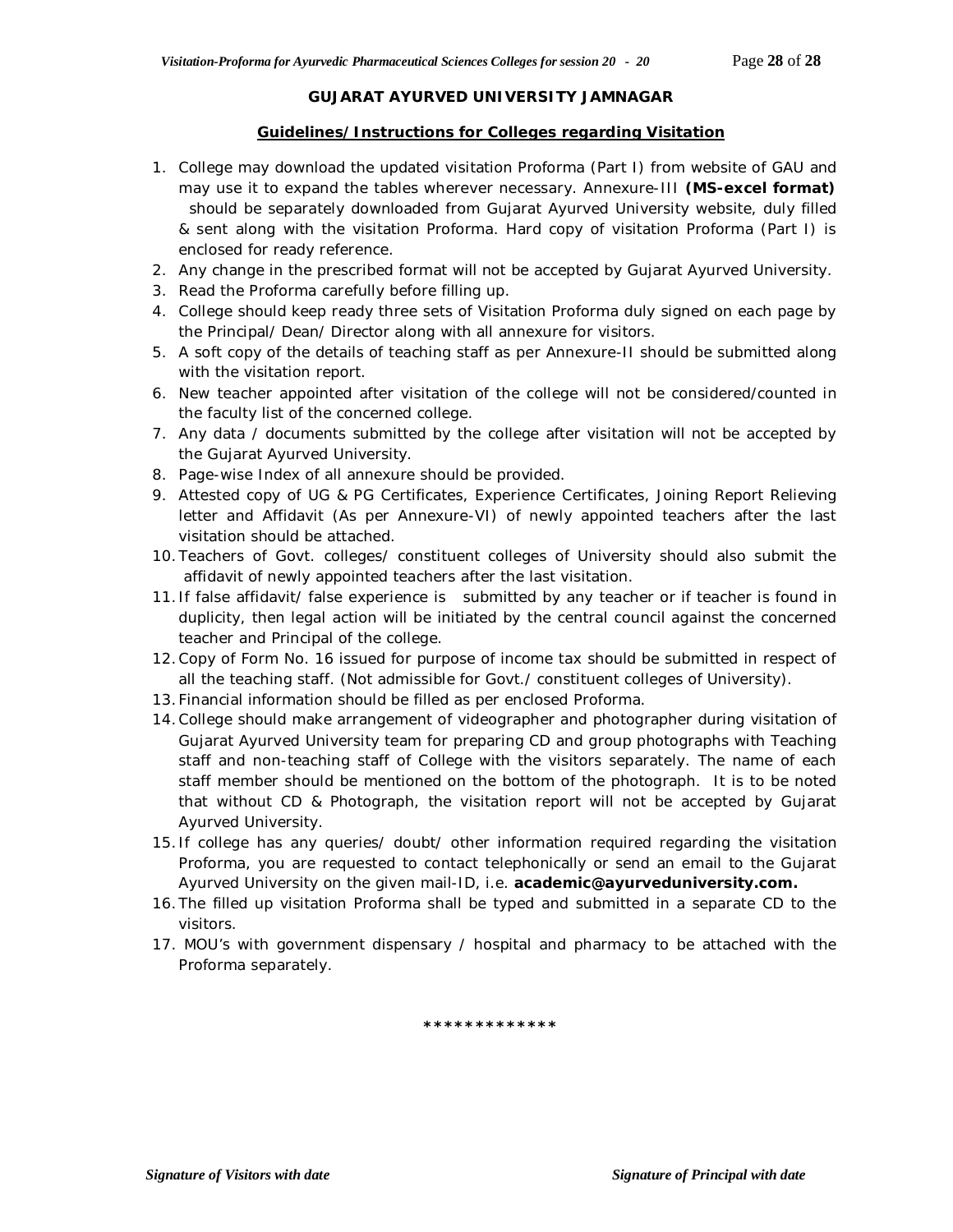**GUJARAT AYURVED UNIVERSITY JAMNAGAR**

**Guidelines/ Instructions for Colleges regarding Visitation**

1. College may download the updated visitation Proforma (Part I) from website of GAU and may use it to expand the tables wherever necessary. Annexure-III **(MS-excel format)** should be separately downloaded from Gujarat Ayurved University website, duly filled & sent along with the visitation Proforma. Hard copy of visitation Proforma (Part I) is enclosed for ready reference.
2. Any change in the prescribed format will not be accepted by Gujarat Ayurved University.
3. Read the Proforma carefully before filling up.
4. College should keep ready three sets of Visitation Proforma duly signed on each page by the Principal/ Dean/ Director along with all annexure for visitors.
5. A soft copy of the details of teaching staff as per Annexure-II should be submitted along with the visitation report.
6. New teacher appointed after visitation of the college will not be considered/counted in the faculty list of the concerned college.
7. Any data / documents submitted by the college after visitation will not be accepted by the Gujarat Ayurved University.
8. Page-wise Index of all annexure should be provided.
9. Attested copy of UG & PG Certificates, Experience Certificates, Joining Report Relieving letter and Affidavit (As per Annexure-VI) of newly appointed teachers after the last visitation should be attached.
10. Teachers of Govt. colleges/ constituent colleges of University should also submit the affidavit of newly appointed teachers after the last visitation.
11. If false affidavit/ false experience is submitted by any teacher or if teacher is found in duplicity, then legal action will be initiated by the central council against the concerned teacher and Principal of the college.
12. Copy of Form No. 16 issued for purpose of income tax should be submitted in respect of all the teaching staff. (Not admissible for Govt./ constituent colleges of University).
13. Financial information should be filled as per enclosed Proforma.
14. College should make arrangement of videographer and photographer during visitation of Gujarat Ayurved University team for preparing CD and group photographs with Teaching staff and non-teaching staff of College with the visitors separately. The name of each staff member should be mentioned on the bottom of the photograph. It is to be noted that without CD & Photograph, the visitation report will not be accepted by Gujarat Ayurved University.
15. If college has any queries/ doubt/ other information required regarding the visitation Proforma, you are requested to contact telephonically or send an email to the Gujarat Ayurved University on the given mail-ID, i.e. **academic@ayurveduniversity.com.**
16. The filled up visitation Proforma shall be typed and submitted in a separate CD to the visitors.
17. MOU's with government dispensary / hospital and pharmacy to be attached with the Proforma separately.

\*\*\*\*\*\*\*\*\*\*\*\*\*

*Signature of Visitors with date* *Signature of Principal with date*